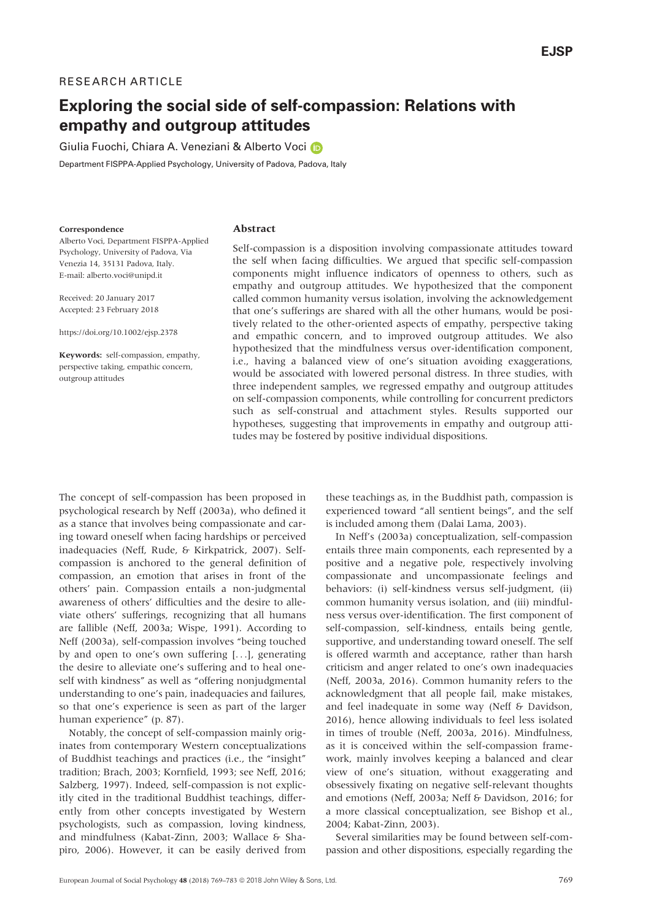RESEARCH ARTICLE

# Exploring the social side of self-compassion: Relations with empathy and outgroup attitudes

Giulia Fuochi, Chiara A. Veneziani & Alberto Voci

Department FISPPA-Applied Psychology, University of Padova, Padova, Italy

**Correspondence**
Alberto Voci, Department FISPPA-Applied Psychology, University of Padova, Via Venezia 14, 35131 Padova, Italy.
E-mail: alberto.voci@unipd.it

Received: 20 January 2017

Accepted: 23 February 2018

https://doi.org/10.1002/ejsp.2378

**Keywords:** self-compassion, empathy, perspective taking, empathic concern, outgroup attitudes

## Abstract

Self-compassion is a disposition involving compassionate attitudes toward the self when facing difficulties. We argued that specific self-compassion components might influence indicators of openness to others, such as empathy and outgroup attitudes. We hypothesized that the component called common humanity versus isolation, involving the acknowledgement that one's sufferings are shared with all the other humans, would be positively related to the other-oriented aspects of empathy, perspective taking and empathic concern, and to improved outgroup attitudes. We also hypothesized that the mindfulness versus over-identification component, i.e., having a balanced view of one's situation avoiding exaggerations, would be associated with lowered personal distress. In three studies, with three independent samples, we regressed empathy and outgroup attitudes on self-compassion components, while controlling for concurrent predictors such as self-construal and attachment styles. Results supported our hypotheses, suggesting that improvements in empathy and outgroup attitudes may be fostered by positive individual dispositions.

The concept of self-compassion has been proposed in psychological research by Neff (2003a), who defined it as a stance that involves being compassionate and caring toward oneself when facing hardships or perceived inadequacies (Neff, Rude, & Kirkpatrick, 2007). Self-compassion is anchored to the general definition of compassion, an emotion that arises in front of the others' pain. Compassion entails a non-judgmental awareness of others' difficulties and the desire to alleviate others' sufferings, recognizing that all humans are fallible (Neff, 2003a; Wispe, 1991). According to Neff (2003a), self-compassion involves "being touched by and open to one's own suffering [...], generating the desire to alleviate one's suffering and to heal oneself with kindness" as well as "offering nonjudgmental understanding to one's pain, inadequacies and failures, so that one's experience is seen as part of the larger human experience" (p. 87).

Notably, the concept of self-compassion mainly originates from contemporary Western conceptualizations of Buddhist teachings and practices (i.e., the "insight" tradition; Brach, 2003; Kornfield, 1993; see Neff, 2016; Salzberg, 1997). Indeed, self-compassion is not explicitly cited in the traditional Buddhist teachings, differently from other concepts investigated by Western psychologists, such as compassion, loving kindness, and mindfulness (Kabat-Zinn, 2003; Wallace & Shapiro, 2006). However, it can be easily derived from these teachings as, in the Buddhist path, compassion is experienced toward "all sentient beings", and the self is included among them (Dalai Lama, 2003).

In Neff's (2003a) conceptualization, self-compassion entails three main components, each represented by a positive and a negative pole, respectively involving compassionate and uncompassionate feelings and behaviors: (i) self-kindness versus self-judgment, (ii) common humanity versus isolation, and (iii) mindfulness versus over-identification. The first component of self-compassion, self-kindness, entails being gentle, supportive, and understanding toward oneself. The self is offered warmth and acceptance, rather than harsh criticism and anger related to one's own inadequacies (Neff, 2003a, 2016). Common humanity refers to the acknowledgment that all people fail, make mistakes, and feel inadequate in some way (Neff & Davidson, 2016), hence allowing individuals to feel less isolated in times of trouble (Neff, 2003a, 2016). Mindfulness, as it is conceived within the self-compassion framework, mainly involves keeping a balanced and clear view of one's situation, without exaggerating and obsessively fixating on negative self-relevant thoughts and emotions (Neff, 2003a; Neff & Davidson, 2016; for a more classical conceptualization, see Bishop et al., 2004; Kabat-Zinn, 2003).

Several similarities may be found between self-compassion and other dispositions, especially regarding the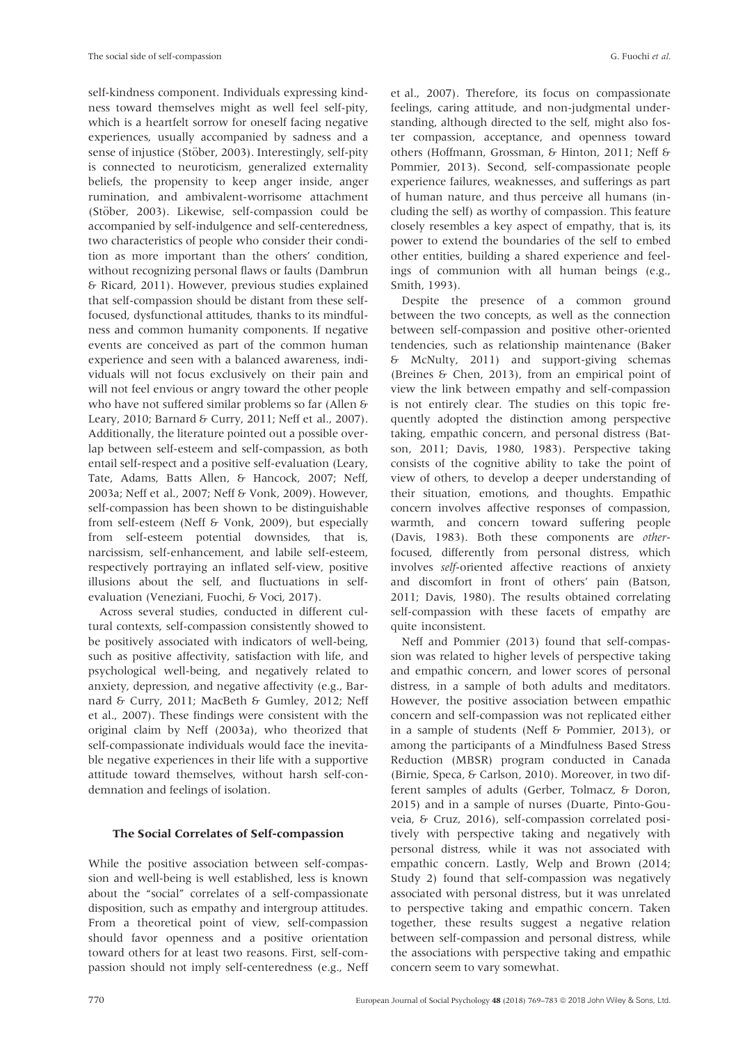self-kindness component. Individuals expressing kindness toward themselves might as well feel self-pity, which is a heartfelt sorrow for oneself facing negative experiences, usually accompanied by sadness and a sense of injustice (Stöber, 2003). Interestingly, self-pity is connected to neuroticism, generalized externality beliefs, the propensity to keep anger inside, anger rumination, and ambivalent-worrisome attachment (Stöber, 2003). Likewise, self-compassion could be accompanied by self-indulgence and self-centeredness, two characteristics of people who consider their condition as more important than the others' condition, without recognizing personal flaws or faults (Dambrun & Ricard, 2011). However, previous studies explained that self-compassion should be distant from these self-focused, dysfunctional attitudes, thanks to its mindfulness and common humanity components. If negative events are conceived as part of the common human experience and seen with a balanced awareness, individuals will not focus exclusively on their pain and will not feel envious or angry toward the other people who have not suffered similar problems so far (Allen & Leary, 2010; Barnard & Curry, 2011; Neff et al., 2007). Additionally, the literature pointed out a possible overlap between self-esteem and self-compassion, as both entail self-respect and a positive self-evaluation (Leary, Tate, Adams, Batts Allen, & Hancock, 2007; Neff, 2003a; Neff et al., 2007; Neff & Vonk, 2009). However, self-compassion has been shown to be distinguishable from self-esteem (Neff & Vonk, 2009), but especially from self-esteem potential downsides, that is, narcissism, self-enhancement, and labile self-esteem, respectively portraying an inflated self-view, positive illusions about the self, and fluctuations in self-evaluation (Veneziani, Fuochi, & Voci, 2017).

Across several studies, conducted in different cultural contexts, self-compassion consistently showed to be positively associated with indicators of well-being, such as positive affectivity, satisfaction with life, and psychological well-being, and negatively related to anxiety, depression, and negative affectivity (e.g., Barnard & Curry, 2011; MacBeth & Gumley, 2012; Neff et al., 2007). These findings were consistent with the original claim by Neff (2003a), who theorized that self-compassionate individuals would face the inevitable negative experiences in their life with a supportive attitude toward themselves, without harsh self-condemnation and feelings of isolation.

## The Social Correlates of Self-compassion

While the positive association between self-compassion and well-being is well established, less is known about the "social" correlates of a self-compassionate disposition, such as empathy and intergroup attitudes. From a theoretical point of view, self-compassion should favor openness and a positive orientation toward others for at least two reasons. First, self-compassion should not imply self-centeredness (e.g., Neff et al., 2007). Therefore, its focus on compassionate feelings, caring attitude, and non-judgmental understanding, although directed to the self, might also foster compassion, acceptance, and openness toward others (Hoffmann, Grossman, & Hinton, 2011; Neff & Pommier, 2013). Second, self-compassionate people experience failures, weaknesses, and sufferings as part of human nature, and thus perceive all humans (including the self) as worthy of compassion. This feature closely resembles a key aspect of empathy, that is, its power to extend the boundaries of the self to embed other entities, building a shared experience and feelings of communion with all human beings (e.g., Smith, 1993).

Despite the presence of a common ground between the two concepts, as well as the connection between self-compassion and positive other-oriented tendencies, such as relationship maintenance (Baker & McNulty, 2011) and support-giving schemas (Breines & Chen, 2013), from an empirical point of view the link between empathy and self-compassion is not entirely clear. The studies on this topic frequently adopted the distinction among perspective taking, empathic concern, and personal distress (Batson, 2011; Davis, 1980, 1983). Perspective taking consists of the cognitive ability to take the point of view of others, to develop a deeper understanding of their situation, emotions, and thoughts. Empathic concern involves affective responses of compassion, warmth, and concern toward suffering people (Davis, 1983). Both these components are *other*-focused, differently from personal distress, which involves *self*-oriented affective reactions of anxiety and discomfort in front of others' pain (Batson, 2011; Davis, 1980). The results obtained correlating self-compassion with these facets of empathy are quite inconsistent.

Neff and Pommier (2013) found that self-compassion was related to higher levels of perspective taking and empathic concern, and lower scores of personal distress, in a sample of both adults and meditators. However, the positive association between empathic concern and self-compassion was not replicated either in a sample of students (Neff & Pommier, 2013), or among the participants of a Mindfulness Based Stress Reduction (MBSR) program conducted in Canada (Birnie, Speca, & Carlson, 2010). Moreover, in two different samples of adults (Gerber, Tolmacz, & Doron, 2015) and in a sample of nurses (Duarte, Pinto-Gouveia, & Cruz, 2016), self-compassion correlated positively with perspective taking and negatively with personal distress, while it was not associated with empathic concern. Lastly, Welp and Brown (2014; Study 2) found that self-compassion was negatively associated with personal distress, but it was unrelated to perspective taking and empathic concern. Taken together, these results suggest a negative relation between self-compassion and personal distress, while the associations with perspective taking and empathic concern seem to vary somewhat.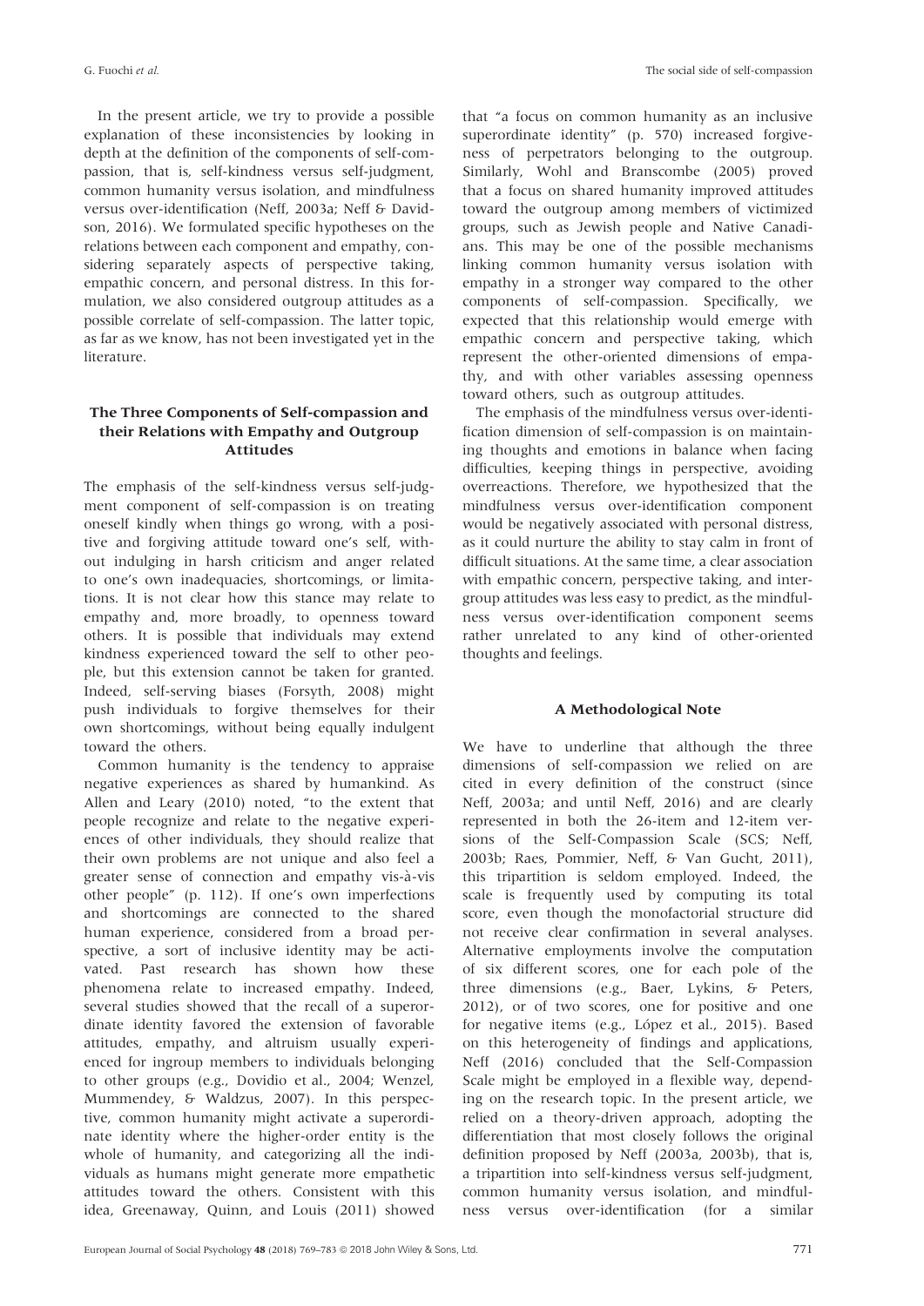In the present article, we try to provide a possible explanation of these inconsistencies by looking in depth at the definition of the components of self-compassion, that is, self-kindness versus self-judgment, common humanity versus isolation, and mindfulness versus over-identification (Neff, 2003a; Neff & Davidson, 2016). We formulated specific hypotheses on the relations between each component and empathy, considering separately aspects of perspective taking, empathic concern, and personal distress. In this formulation, we also considered outgroup attitudes as a possible correlate of self-compassion. The latter topic, as far as we know, has not been investigated yet in the literature.

## The Three Components of Self-compassion and their Relations with Empathy and Outgroup Attitudes

The emphasis of the self-kindness versus self-judgment component of self-compassion is on treating oneself kindly when things go wrong, with a positive and forgiving attitude toward one's self, without indulging in harsh criticism and anger related to one's own inadequacies, shortcomings, or limitations. It is not clear how this stance may relate to empathy and, more broadly, to openness toward others. It is possible that individuals may extend kindness experienced toward the self to other people, but this extension cannot be taken for granted. Indeed, self-serving biases (Forsyth, 2008) might push individuals to forgive themselves for their own shortcomings, without being equally indulgent toward the others.

Common humanity is the tendency to appraise negative experiences as shared by humankind. As Allen and Leary (2010) noted, "to the extent that people recognize and relate to the negative experiences of other individuals, they should realize that their own problems are not unique and also feel a greater sense of connection and empathy vis-à-vis other people" (p. 112). If one's own imperfections and shortcomings are connected to the shared human experience, considered from a broad perspective, a sort of inclusive identity may be activated. Past research has shown how these phenomena relate to increased empathy. Indeed, several studies showed that the recall of a superordinate identity favored the extension of favorable attitudes, empathy, and altruism usually experienced for ingroup members to individuals belonging to other groups (e.g., Dovidio et al., 2004; Wenzel, Mummendey, & Waldzus, 2007). In this perspective, common humanity might activate a superordinate identity where the higher-order entity is the whole of humanity, and categorizing all the individuals as humans might generate more empathetic attitudes toward the others. Consistent with this idea, Greenaway, Quinn, and Louis (2011) showed that "a focus on common humanity as an inclusive superordinate identity" (p. 570) increased forgiveness of perpetrators belonging to the outgroup. Similarly, Wohl and Branscombe (2005) proved that a focus on shared humanity improved attitudes toward the outgroup among members of victimized groups, such as Jewish people and Native Canadians. This may be one of the possible mechanisms linking common humanity versus isolation with empathy in a stronger way compared to the other components of self-compassion. Specifically, we expected that this relationship would emerge with empathic concern and perspective taking, which represent the other-oriented dimensions of empathy, and with other variables assessing openness toward others, such as outgroup attitudes.

The emphasis of the mindfulness versus over-identification dimension of self-compassion is on maintaining thoughts and emotions in balance when facing difficulties, keeping things in perspective, avoiding overreactions. Therefore, we hypothesized that the mindfulness versus over-identification component would be negatively associated with personal distress, as it could nurture the ability to stay calm in front of difficult situations. At the same time, a clear association with empathic concern, perspective taking, and intergroup attitudes was less easy to predict, as the mindfulness versus over-identification component seems rather unrelated to any kind of other-oriented thoughts and feelings.

## A Methodological Note

We have to underline that although the three dimensions of self-compassion we relied on are cited in every definition of the construct (since Neff, 2003a; and until Neff, 2016) and are clearly represented in both the 26-item and 12-item versions of the Self-Compassion Scale (SCS; Neff, 2003b; Raes, Pommier, Neff, & Van Gucht, 2011), this tripartition is seldom employed. Indeed, the scale is frequently used by computing its total score, even though the monofactorial structure did not receive clear confirmation in several analyses. Alternative employments involve the computation of six different scores, one for each pole of the three dimensions (e.g., Baer, Lykins, & Peters, 2012), or of two scores, one for positive and one for negative items (e.g., López et al., 2015). Based on this heterogeneity of findings and applications, Neff (2016) concluded that the Self-Compassion Scale might be employed in a flexible way, depending on the research topic. In the present article, we relied on a theory-driven approach, adopting the differentiation that most closely follows the original definition proposed by Neff (2003a, 2003b), that is, a tripartition into self-kindness versus self-judgment, common humanity versus isolation, and mindfulness versus over-identification (for a similar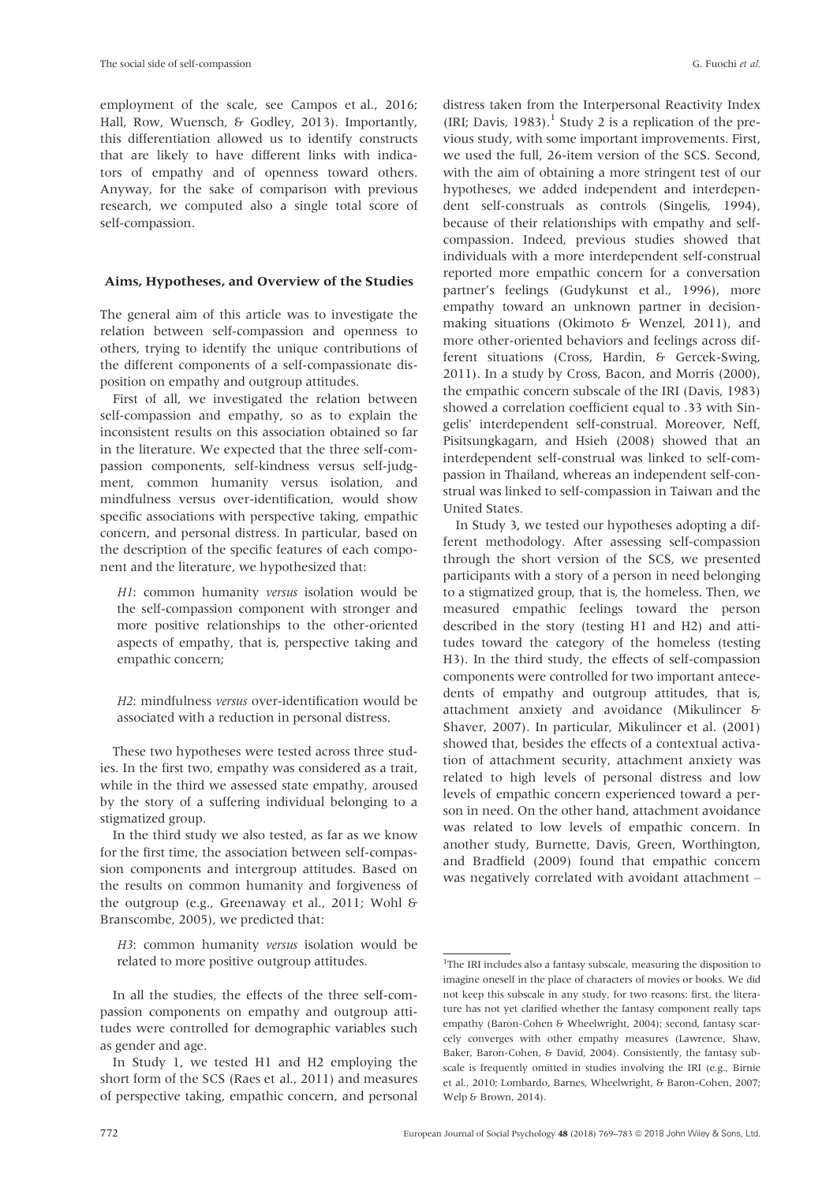employment of the scale, see Campos et al., 2016; Hall, Row, Wuensch, & Godley, 2013). Importantly, this differentiation allowed us to identify constructs that are likely to have different links with indicators of empathy and of openness toward others. Anyway, for the sake of comparison with previous research, we computed also a single total score of self-compassion.

### Aims, Hypotheses, and Overview of the Studies

The general aim of this article was to investigate the relation between self-compassion and openness to others, trying to identify the unique contributions of the different components of a self-compassionate disposition on empathy and outgroup attitudes.

First of all, we investigated the relation between self-compassion and empathy, so as to explain the inconsistent results on this association obtained so far in the literature. We expected that the three self-compassion components, self-kindness versus self-judgment, common humanity versus isolation, and mindfulness versus over-identification, would show specific associations with perspective taking, empathic concern, and personal distress. In particular, based on the description of the specific features of each component and the literature, we hypothesized that:

*H1*: common humanity *versus* isolation would be the self-compassion component with stronger and more positive relationships to the other-oriented aspects of empathy, that is, perspective taking and empathic concern;

*H2*: mindfulness *versus* over-identification would be associated with a reduction in personal distress.

These two hypotheses were tested across three studies. In the first two, empathy was considered as a trait, while in the third we assessed state empathy, aroused by the story of a suffering individual belonging to a stigmatized group.

In the third study we also tested, as far as we know for the first time, the association between self-compassion components and intergroup attitudes. Based on the results on common humanity and forgiveness of the outgroup (e.g., Greenaway et al., 2011; Wohl & Branscombe, 2005), we predicted that:

*H3*: common humanity *versus* isolation would be related to more positive outgroup attitudes.

In all the studies, the effects of the three self-compassion components on empathy and outgroup attitudes were controlled for demographic variables such as gender and age.

In Study 1, we tested H1 and H2 employing the short form of the SCS (Raes et al., 2011) and measures of perspective taking, empathic concern, and personal distress taken from the Interpersonal Reactivity Index (IRI; Davis, 1983).[1] Study 2 is a replication of the previous study, with some important improvements. First, we used the full, 26-item version of the SCS. Second, with the aim of obtaining a more stringent test of our hypotheses, we added independent and interdependent self-construals as controls (Singelis, 1994), because of their relationships with empathy and self-compassion. Indeed, previous studies showed that individuals with a more interdependent self-construal reported more empathic concern for a conversation partner's feelings (Gudykunst et al., 1996), more empathy toward an unknown partner in decision-making situations (Okimoto & Wenzel, 2011), and more other-oriented behaviors and feelings across different situations (Cross, Hardin, & Gercek-Swing, 2011). In a study by Cross, Bacon, and Morris (2000), the empathic concern subscale of the IRI (Davis, 1983) showed a correlation coefficient equal to .33 with Singelis' interdependent self-construal. Moreover, Neff, Pisitsungkagarn, and Hsieh (2008) showed that an interdependent self-construal was linked to self-compassion in Thailand, whereas an independent self-construal was linked to self-compassion in Taiwan and the United States.

In Study 3, we tested our hypotheses adopting a different methodology. After assessing self-compassion through the short version of the SCS, we presented participants with a story of a person in need belonging to a stigmatized group, that is, the homeless. Then, we measured empathic feelings toward the person described in the story (testing H1 and H2) and attitudes toward the category of the homeless (testing H3). In the third study, the effects of self-compassion components were controlled for two important antecedents of empathy and outgroup attitudes, that is, attachment anxiety and avoidance (Mikulincer & Shaver, 2007). In particular, Mikulincer et al. (2001) showed that, besides the effects of a contextual activation of attachment security, attachment anxiety was related to high levels of personal distress and low levels of empathic concern experienced toward a person in need. On the other hand, attachment avoidance was related to low levels of empathic concern. In another study, Burnette, Davis, Green, Worthington, and Bradfield (2009) found that empathic concern was negatively correlated with avoidant attachment –

[1]The IRI includes also a fantasy subscale, measuring the disposition to imagine oneself in the place of characters of movies or books. We did not keep this subscale in any study, for two reasons: first, the literature has not yet clarified whether the fantasy component really taps empathy (Baron-Cohen & Wheelwright, 2004); second, fantasy scarcely converges with other empathy measures (Lawrence, Shaw, Baker, Baron-Cohen, & David, 2004). Consistently, the fantasy subscale is frequently omitted in studies involving the IRI (e.g., Birnie et al., 2010; Lombardo, Barnes, Wheelwright, & Baron-Cohen, 2007; Welp & Brown, 2014).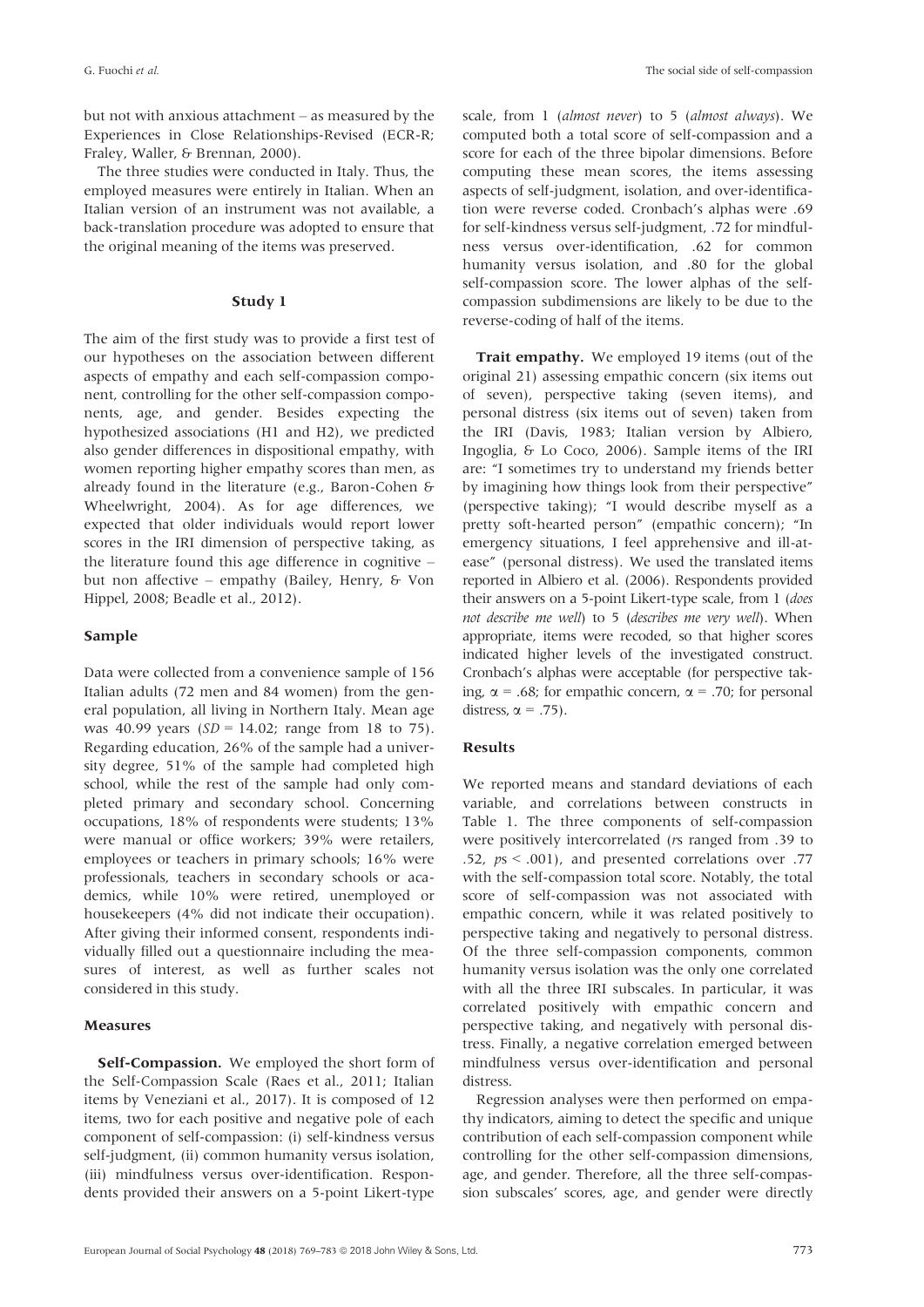but not with anxious attachment – as measured by the Experiences in Close Relationships-Revised (ECR-R; Fraley, Waller, & Brennan, 2000).

The three studies were conducted in Italy. Thus, the employed measures were entirely in Italian. When an Italian version of an instrument was not available, a back-translation procedure was adopted to ensure that the original meaning of the items was preserved.

## Study 1

The aim of the first study was to provide a first test of our hypotheses on the association between different aspects of empathy and each self-compassion component, controlling for the other self-compassion components, age, and gender. Besides expecting the hypothesized associations (H1 and H2), we predicted also gender differences in dispositional empathy, with women reporting higher empathy scores than men, as already found in the literature (e.g., Baron-Cohen & Wheelwright, 2004). As for age differences, we expected that older individuals would report lower scores in the IRI dimension of perspective taking, as the literature found this age difference in cognitive – but non affective – empathy (Bailey, Henry, & Von Hippel, 2008; Beadle et al., 2012).

### Sample

Data were collected from a convenience sample of 156 Italian adults (72 men and 84 women) from the general population, all living in Northern Italy. Mean age was 40.99 years ($SD$ = 14.02; range from 18 to 75). Regarding education, 26% of the sample had a university degree, 51% of the sample had completed high school, while the rest of the sample had only completed primary and secondary school. Concerning occupations, 18% of respondents were students; 13% were manual or office workers; 39% were retailers, employees or teachers in primary schools; 16% were professionals, teachers in secondary schools or academics, while 10% were retired, unemployed or housekeepers (4% did not indicate their occupation). After giving their informed consent, respondents individually filled out a questionnaire including the measures of interest, as well as further scales not considered in this study.

### Measures

**Self-Compassion.** We employed the short form of the Self-Compassion Scale (Raes et al., 2011; Italian items by Veneziani et al., 2017). It is composed of 12 items, two for each positive and negative pole of each component of self-compassion: (i) self-kindness versus self-judgment, (ii) common humanity versus isolation, (iii) mindfulness versus over-identification. Respondents provided their answers on a 5-point Likert-type scale, from 1 (*almost never*) to 5 (*almost always*). We computed both a total score of self-compassion and a score for each of the three bipolar dimensions. Before computing these mean scores, the items assessing aspects of self-judgment, isolation, and over-identification were reverse coded. Cronbach's alphas were .69 for self-kindness versus self-judgment, .72 for mindfulness versus over-identification, .62 for common humanity versus isolation, and .80 for the global self-compassion score. The lower alphas of the self-compassion subdimensions are likely to be due to the reverse-coding of half of the items.

**Trait empathy.** We employed 19 items (out of the original 21) assessing empathic concern (six items out of seven), perspective taking (seven items), and personal distress (six items out of seven) taken from the IRI (Davis, 1983; Italian version by Albiero, Ingoglia, & Lo Coco, 2006). Sample items of the IRI are: "I sometimes try to understand my friends better by imagining how things look from their perspective" (perspective taking); "I would describe myself as a pretty soft-hearted person" (empathic concern); "In emergency situations, I feel apprehensive and ill-at-ease" (personal distress). We used the translated items reported in Albiero et al. (2006). Respondents provided their answers on a 5-point Likert-type scale, from 1 (*does not describe me well*) to 5 (*describes me very well*). When appropriate, items were recoded, so that higher scores indicated higher levels of the investigated construct. Cronbach's alphas were acceptable (for perspective taking, $\alpha$ = .68; for empathic concern, $\alpha$ = .70; for personal distress, $\alpha$ = .75).

### Results

We reported means and standard deviations of each variable, and correlations between constructs in Table 1. The three components of self-compassion were positively intercorrelated ($r$s ranged from .39 to .52, $p$s < .001), and presented correlations over .77 with the self-compassion total score. Notably, the total score of self-compassion was not associated with empathic concern, while it was related positively to perspective taking and negatively to personal distress. Of the three self-compassion components, common humanity versus isolation was the only one correlated with all the three IRI subscales. In particular, it was correlated positively with empathic concern and perspective taking, and negatively with personal distress. Finally, a negative correlation emerged between mindfulness versus over-identification and personal distress.

Regression analyses were then performed on empathy indicators, aiming to detect the specific and unique contribution of each self-compassion component while controlling for the other self-compassion dimensions, age, and gender. Therefore, all the three self-compassion subscales' scores, age, and gender were directly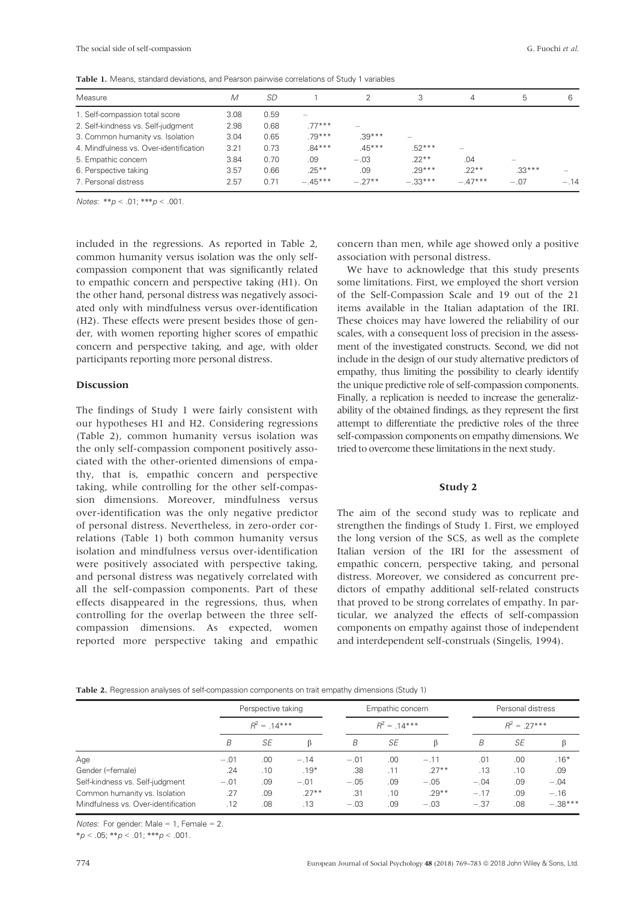**Table 1.** Means, standard deviations, and Pearson pairwise correlations of Study 1 variables

| Measure | *M* | *SD* | 1 | 2 | 3 | 4 | 5 | 6 |
|---|---|---|---|---|---|---|---|---|
| 1. Self-compassion total score | 3.08 | 0.59 | – | | | | | |
| 2. Self-kindness vs. Self-judgment | 2.98 | 0.68 | .77*** | – | | | | |
| 3. Common humanity vs. Isolation | 3.04 | 0.65 | .79*** | .39*** | – | | | |
| 4. Mindfulness vs. Over-identification | 3.21 | 0.73 | .84*** | .45*** | .52*** | – | | |
| 5. Empathic concern | 3.84 | 0.70 | .09 | −.03 | .22** | .04 | – | |
| 6. Perspective taking | 3.57 | 0.66 | .25** | .09 | .29*** | .22** | .33*** | – |
| 7. Personal distress | 2.57 | 0.71 | −.45*** | −.27** | −.33*** | −.47*** | −.07 | −.14 |

*Notes*: ** $p < .01$; *** $p < .001$.

included in the regressions. As reported in Table 2, common humanity versus isolation was the only self-compassion component that was significantly related to empathic concern and perspective taking (H1). On the other hand, personal distress was negatively associated only with mindfulness versus over-identification (H2). These effects were present besides those of gender, with women reporting higher scores of empathic concern and perspective taking, and age, with older participants reporting more personal distress.

### Discussion

The findings of Study 1 were fairly consistent with our hypotheses H1 and H2. Considering regressions (Table 2), common humanity versus isolation was the only self-compassion component positively associated with the other-oriented dimensions of empathy, that is, empathic concern and perspective taking, while controlling for the other self-compassion dimensions. Moreover, mindfulness versus over-identification was the only negative predictor of personal distress. Nevertheless, in zero-order correlations (Table 1) both common humanity versus isolation and mindfulness versus over-identification were positively associated with perspective taking, and personal distress was negatively correlated with all the self-compassion components. Part of these effects disappeared in the regressions, thus, when controlling for the overlap between the three self-compassion dimensions. As expected, women reported more perspective taking and empathic concern than men, while age showed only a positive association with personal distress.

We have to acknowledge that this study presents some limitations. First, we employed the short version of the Self-Compassion Scale and 19 out of the 21 items available in the Italian adaptation of the IRI. These choices may have lowered the reliability of our scales, with a consequent loss of precision in the assessment of the investigated constructs. Second, we did not include in the design of our study alternative predictors of empathy, thus limiting the possibility to clearly identify the unique predictive role of self-compassion components. Finally, a replication is needed to increase the generalizability of the obtained findings, as they represent the first attempt to differentiate the predictive roles of the three self-compassion components on empathy dimensions. We tried to overcome these limitations in the next study.

## Study 2

The aim of the second study was to replicate and strengthen the findings of Study 1. First, we employed the long version of the SCS, as well as the complete Italian version of the IRI for the assessment of empathic concern, perspective taking, and personal distress. Moreover, we considered as concurrent predictors of empathy additional self-related constructs that proved to be strong correlates of empathy. In particular, we analyzed the effects of self-compassion components on empathy against those of independent and interdependent self-construals (Singelis, 1994).

**Table 2.** Regression analyses of self-compassion components on trait empathy dimensions (Study 1)

| | Perspective taking | | | Empathic concern | | | Personal distress | | |
|---|---|---|---|---|---|---|---|---|---|
| | $R^2 = .14$*** | | | $R^2 = .14$*** | | | $R^2 = .27$*** | | |
| | *B* | *SE* | β | *B* | *SE* | β | *B* | *SE* | β |
| Age | −.01 | .00 | −.14 | −.01 | .00 | −.11 | .01 | .00 | .16* |
| Gender (=female) | .24 | .10 | .19* | .38 | .11 | .27** | .13 | .10 | .09 |
| Self-kindness vs. Self-judgment | −.01 | .09 | −.01 | −.05 | .09 | −.05 | −.04 | .09 | −.04 |
| Common humanity vs. Isolation | .27 | .09 | .27** | .31 | .10 | .29** | −.17 | .09 | −.16 |
| Mindfulness vs. Over-identification | .12 | .08 | .13 | −.03 | .09 | −.03 | −.37 | .08 | −.38*** |

*Notes*: For gender: Male = 1, Female = 2.
* $p < .05$; ** $p < .01$; *** $p < .001$.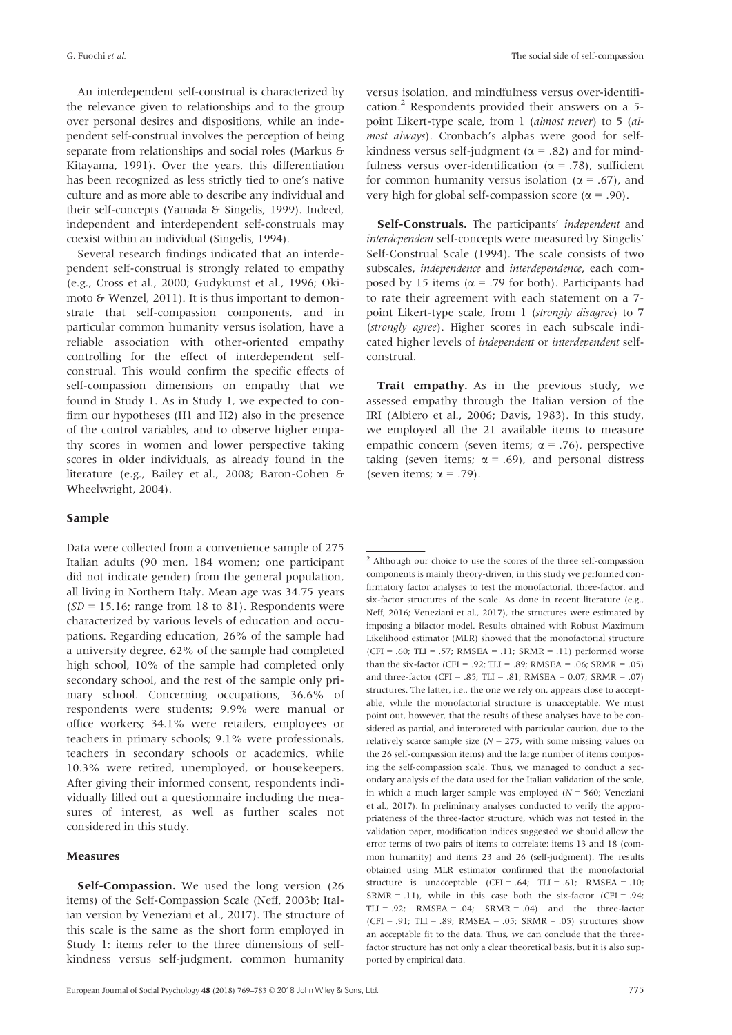An interdependent self-construal is characterized by the relevance given to relationships and to the group over personal desires and dispositions, while an independent self-construal involves the perception of being separate from relationships and social roles (Markus & Kitayama, 1991). Over the years, this differentiation has been recognized as less strictly tied to one's native culture and as more able to describe any individual and their self-concepts (Yamada & Singelis, 1999). Indeed, independent and interdependent self-construals may coexist within an individual (Singelis, 1994).

Several research findings indicated that an interdependent self-construal is strongly related to empathy (e.g., Cross et al., 2000; Gudykunst et al., 1996; Okimoto & Wenzel, 2011). It is thus important to demonstrate that self-compassion components, and in particular common humanity versus isolation, have a reliable association with other-oriented empathy controlling for the effect of interdependent self-construal. This would confirm the specific effects of self-compassion dimensions on empathy that we found in Study 1. As in Study 1, we expected to confirm our hypotheses (H1 and H2) also in the presence of the control variables, and to observe higher empathy scores in women and lower perspective taking scores in older individuals, as already found in the literature (e.g., Bailey et al., 2008; Baron-Cohen & Wheelwright, 2004).

### Sample

Data were collected from a convenience sample of 275 Italian adults (90 men, 184 women; one participant did not indicate gender) from the general population, all living in Northern Italy. Mean age was 34.75 years ($SD$ = 15.16; range from 18 to 81). Respondents were characterized by various levels of education and occupations. Regarding education, 26% of the sample had a university degree, 62% of the sample had completed high school, 10% of the sample had completed only secondary school, and the rest of the sample only primary school. Concerning occupations, 36.6% of respondents were students; 9.9% were manual or office workers; 34.1% were retailers, employees or teachers in primary schools; 9.1% were professionals, teachers in secondary schools or academics, while 10.3% were retired, unemployed, or housekeepers. After giving their informed consent, respondents individually filled out a questionnaire including the measures of interest, as well as further scales not considered in this study.

### Measures

**Self-Compassion.** We used the long version (26 items) of the Self-Compassion Scale (Neff, 2003b; Italian version by Veneziani et al., 2017). The structure of this scale is the same as the short form employed in Study 1: items refer to the three dimensions of self-kindness versus self-judgment, common humanity versus isolation, and mindfulness versus over-identification.[2] Respondents provided their answers on a 5-point Likert-type scale, from 1 (*almost never*) to 5 (*almost always*). Cronbach's alphas were good for self-kindness versus self-judgment ($\alpha$ = .82) and for mindfulness versus over-identification ($\alpha$ = .78), sufficient for common humanity versus isolation ($\alpha$ = .67), and very high for global self-compassion score ($\alpha$ = .90).

**Self-Construals.** The participants' *independent* and *interdependent* self-concepts were measured by Singelis' Self-Construal Scale (1994). The scale consists of two subscales, *independence* and *interdependence*, each composed by 15 items ($\alpha$ = .79 for both). Participants had to rate their agreement with each statement on a 7-point Likert-type scale, from 1 (*strongly disagree*) to 7 (*strongly agree*). Higher scores in each subscale indicated higher levels of *independent* or *interdependent* self-construal.

**Trait empathy.** As in the previous study, we assessed empathy through the Italian version of the IRI (Albiero et al., 2006; Davis, 1983). In this study, we employed all the 21 available items to measure empathic concern (seven items; $\alpha$ = .76), perspective taking (seven items; $\alpha$ = .69), and personal distress (seven items; $\alpha$ = .79).

---

[2] Although our choice to use the scores of the three self-compassion components is mainly theory-driven, in this study we performed confirmatory factor analyses to test the monofactorial, three-factor, and six-factor structures of the scale. As done in recent literature (e.g., Neff, 2016; Veneziani et al., 2017), the structures were estimated by imposing a bifactor model. Results obtained with Robust Maximum Likelihood estimator (MLR) showed that the monofactorial structure (CFI = .60; TLI = .57; RMSEA = .11; SRMR = .11) performed worse than the six-factor (CFI = .92; TLI = .89; RMSEA = .06; SRMR = .05) and three-factor (CFI = .85; TLI = .81; RMSEA = 0.07; SRMR = .07) structures. The latter, i.e., the one we rely on, appears close to acceptable, while the monofactorial structure is unacceptable. We must point out, however, that the results of these analyses have to be considered as partial, and interpreted with particular caution, due to the relatively scarce sample size ($N$ = 275, with some missing values on the 26 self-compassion items) and the large number of items composing the self-compassion scale. Thus, we managed to conduct a secondary analysis of the data used for the Italian validation of the scale, in which a much larger sample was employed ($N$ = 560; Veneziani et al., 2017). In preliminary analyses conducted to verify the appropriateness of the three-factor structure, which was not tested in the validation paper, modification indices suggested we should allow the error terms of two pairs of items to correlate: items 13 and 18 (common humanity) and items 23 and 26 (self-judgment). The results obtained using MLR estimator confirmed that the monofactorial structure is unacceptable (CFI = .64; TLI = .61; RMSEA = .10; SRMR = .11), while in this case both the six-factor (CFI = .94; TLI = .92; RMSEA = .04; SRMR = .04) and the three-factor (CFI = .91; TLI = .89; RMSEA = .05; SRMR = .05) structures show an acceptable fit to the data. Thus, we can conclude that the three-factor structure has not only a clear theoretical basis, but it is also supported by empirical data.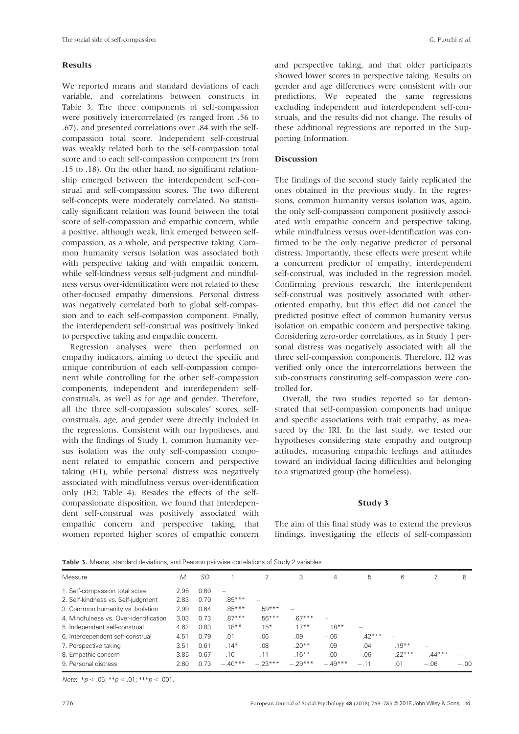## Results

We reported means and standard deviations of each variable, and correlations between constructs in Table 3. The three components of self-compassion were positively intercorrelated (*r*s ranged from .56 to .67), and presented correlations over .84 with the self-compassion total score. Independent self-construal was weakly related both to the self-compassion total score and to each self-compassion component (*r*s from .15 to .18). On the other hand, no significant relationship emerged between the interdependent self-construal and self-compassion scores. The two different self-concepts were moderately correlated. No statistically significant relation was found between the total score of self-compassion and empathic concern, while a positive, although weak, link emerged between self-compassion, as a whole, and perspective taking. Common humanity versus isolation was associated both with perspective taking and with empathic concern, while self-kindness versus self-judgment and mindfulness versus over-identification were not related to these other-focused empathy dimensions. Personal distress was negatively correlated both to global self-compassion and to each self-compassion component. Finally, the interdependent self-construal was positively linked to perspective taking and empathic concern.

Regression analyses were then performed on empathy indicators, aiming to detect the specific and unique contribution of each self-compassion component while controlling for the other self-compassion components, independent and interdependent self-construals, as well as for age and gender. Therefore, all the three self-compassion subscales' scores, self-construals, age, and gender were directly included in the regressions. Consistent with our hypotheses, and with the findings of Study 1, common humanity versus isolation was the only self-compassion component related to empathic concern and perspective taking (H1), while personal distress was negatively associated with mindfulness versus over-identification only (H2; Table 4). Besides the effects of the self-compassionate disposition, we found that interdependent self-construal was positively associated with empathic concern and perspective taking, that women reported higher scores of empathic concern and perspective taking, and that older participants showed lower scores in perspective taking. Results on gender and age differences were consistent with our predictions. We repeated the same regressions excluding independent and interdependent self-construals, and the results did not change. The results of these additional regressions are reported in the Supporting Information.

## Discussion

The findings of the second study fairly replicated the ones obtained in the previous study. In the regressions, common humanity versus isolation was, again, the only self-compassion component positively associated with empathic concern and perspective taking, while mindfulness versus over-identification was confirmed to be the only negative predictor of personal distress. Importantly, these effects were present while a concurrent predictor of empathy, interdependent self-construal, was included in the regression model. Confirming previous research, the interdependent self-construal was positively associated with other-oriented empathy, but this effect did not cancel the predicted positive effect of common humanity versus isolation on empathic concern and perspective taking. Considering zero-order correlations, as in Study 1 personal distress was negatively associated with all the three self-compassion components. Therefore, H2 was verified only once the intercorrelations between the sub-constructs constituting self-compassion were controlled for.

Overall, the two studies reported so far demonstrated that self-compassion components had unique and specific associations with trait empathy, as measured by the IRI. In the last study, we tested our hypotheses considering state empathy and outgroup attitudes, measuring empathic feelings and attitudes toward an individual facing difficulties and belonging to a stigmatized group (the homeless).

# Study 3

The aim of this final study was to extend the previous findings, investigating the effects of self-compassion

**Table 3.** Means, standard deviations, and Pearson pairwise correlations of Study 2 variables

| Measure | *M* | *SD* | 1 | 2 | 3 | 4 | 5 | 6 | 7 | 8 |
|---|---|---|---|---|---|---|---|---|---|---|
| 1. Self-compassion total score | 2.95 | 0.60 | – | | | | | | | |
| 2. Self-kindness vs. Self-judgment | 2.83 | 0.70 | .85*** | – | | | | | | |
| 3. Common humanity vs. Isolation | 2.99 | 0.64 | .85*** | .59*** | – | | | | | |
| 4. Mindfulness vs. Over-identification | 3.03 | 0.73 | .87*** | .56*** | .67*** | – | | | | |
| 5. Independent self-construal | 4.62 | 0.83 | .18** | .15* | .17** | .18** | – | | | |
| 6. Interdependent self-construal | 4.51 | 0.79 | .01 | .06 | .09 | −.06 | .42*** | – | | |
| 7. Perspective taking | 3.51 | 0.61 | .14* | .08 | .20** | .09 | .04 | .19** | – | |
| 8. Empathic concern | 3.85 | 0.67 | .10 | .11 | .16** | −.00 | .06 | .22*** | .44*** | – |
| 9. Personal distress | 2.80 | 0.73 | −.40*** | −.23*** | −.29*** | −.49*** | −.11 | .01 | −.06 | −.00 |

*Note*: \*$p < .05$; \*\*$p < .01$; \*\*\*$p < .001$.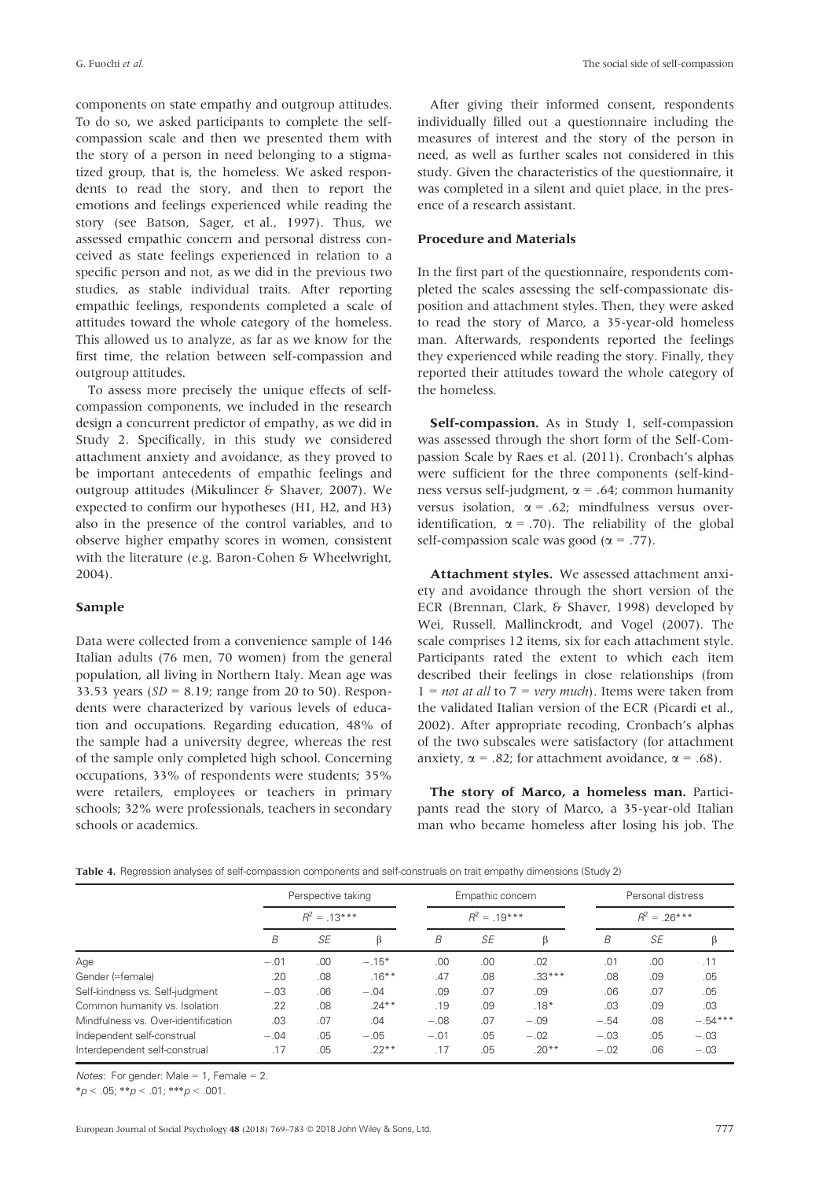components on state empathy and outgroup attitudes. To do so, we asked participants to complete the self-compassion scale and then we presented them with the story of a person in need belonging to a stigmatized group, that is, the homeless. We asked respondents to read the story, and then to report the emotions and feelings experienced while reading the story (see Batson, Sager, et al., 1997). Thus, we assessed empathic concern and personal distress conceived as state feelings experienced in relation to a specific person and not, as we did in the previous two studies, as stable individual traits. After reporting empathic feelings, respondents completed a scale of attitudes toward the whole category of the homeless. This allowed us to analyze, as far as we know for the first time, the relation between self-compassion and outgroup attitudes.

To assess more precisely the unique effects of self-compassion components, we included in the research design a concurrent predictor of empathy, as we did in Study 2. Specifically, in this study we considered attachment anxiety and avoidance, as they proved to be important antecedents of empathic feelings and outgroup attitudes (Mikulincer & Shaver, 2007). We expected to confirm our hypotheses (H1, H2, and H3) also in the presence of the control variables, and to observe higher empathy scores in women, consistent with the literature (e.g. Baron-Cohen & Wheelwright, 2004).

### Sample

Data were collected from a convenience sample of 146 Italian adults (76 men, 70 women) from the general population, all living in Northern Italy. Mean age was 33.53 years ($SD$ = 8.19; range from 20 to 50). Respondents were characterized by various levels of education and occupations. Regarding education, 48% of the sample had a university degree, whereas the rest of the sample only completed high school. Concerning occupations, 33% of respondents were students; 35% were retailers, employees or teachers in primary schools; 32% were professionals, teachers in secondary schools or academics.

After giving their informed consent, respondents individually filled out a questionnaire including the measures of interest and the story of the person in need, as well as further scales not considered in this study. Given the characteristics of the questionnaire, it was completed in a silent and quiet place, in the presence of a research assistant.

### Procedure and Materials

In the first part of the questionnaire, respondents completed the scales assessing the self-compassionate disposition and attachment styles. Then, they were asked to read the story of Marco, a 35-year-old homeless man. Afterwards, respondents reported the feelings they experienced while reading the story. Finally, they reported their attitudes toward the whole category of the homeless.

**Self-compassion.** As in Study 1, self-compassion was assessed through the short form of the Self-Compassion Scale by Raes et al. (2011). Cronbach's alphas were sufficient for the three components (self-kindness versus self-judgment, $\alpha$ = .64; common humanity versus isolation, $\alpha$ = .62; mindfulness versus over-identification, $\alpha$ = .70). The reliability of the global self-compassion scale was good ($\alpha$ = .77).

**Attachment styles.** We assessed attachment anxiety and avoidance through the short version of the ECR (Brennan, Clark, & Shaver, 1998) developed by Wei, Russell, Mallinckrodt, and Vogel (2007). The scale comprises 12 items, six for each attachment style. Participants rated the extent to which each item described their feelings in close relationships (from 1 = *not at all* to 7 = *very much*). Items were taken from the validated Italian version of the ECR (Picardi et al., 2002). After appropriate recoding, Cronbach's alphas of the two subscales were satisfactory (for attachment anxiety, $\alpha$ = .82; for attachment avoidance, $\alpha$ = .68).

**The story of Marco, a homeless man.** Participants read the story of Marco, a 35-year-old Italian man who became homeless after losing his job. The

**Table 4.** Regression analyses of self-compassion components and self-construals on trait empathy dimensions (Study 2)

| | Perspective taking | | | Empathic concern | | | Personal distress | | |
|---|---|---|---|---|---|---|---|---|---|
| | $R^2$ = .13*** | | | $R^2$ = .19*** | | | $R^2$ = .26*** | | |
| | $B$ | $SE$ | β | $B$ | $SE$ | β | $B$ | $SE$ | β |
| Age | −.01 | .00 | −.15* | .00 | .00 | .02 | .01 | .00 | .11 |
| Gender (=female) | .20 | .08 | .16** | .47 | .08 | .33*** | .08 | .09 | .05 |
| Self-kindness vs. Self-judgment | −.03 | .06 | −.04 | .09 | .07 | .09 | .06 | .07 | .05 |
| Common humanity vs. Isolation | .22 | .08 | .24** | .19 | .09 | .18* | .03 | .09 | .03 |
| Mindfulness vs. Over-identification | .03 | .07 | .04 | −.08 | .07 | −.09 | −.54 | .08 | −.54*** |
| Independent self-construal | −.04 | .05 | −.05 | −.01 | .05 | −.02 | −.03 | .05 | −.03 |
| Interdependent self-construal | .17 | .05 | .22** | .17 | .05 | .20** | −.02 | .06 | −.03 |

*Notes*: For gender: Male = 1, Female = 2.

*$p$ < .05; **$p$ < .01; ***$p$ < .001.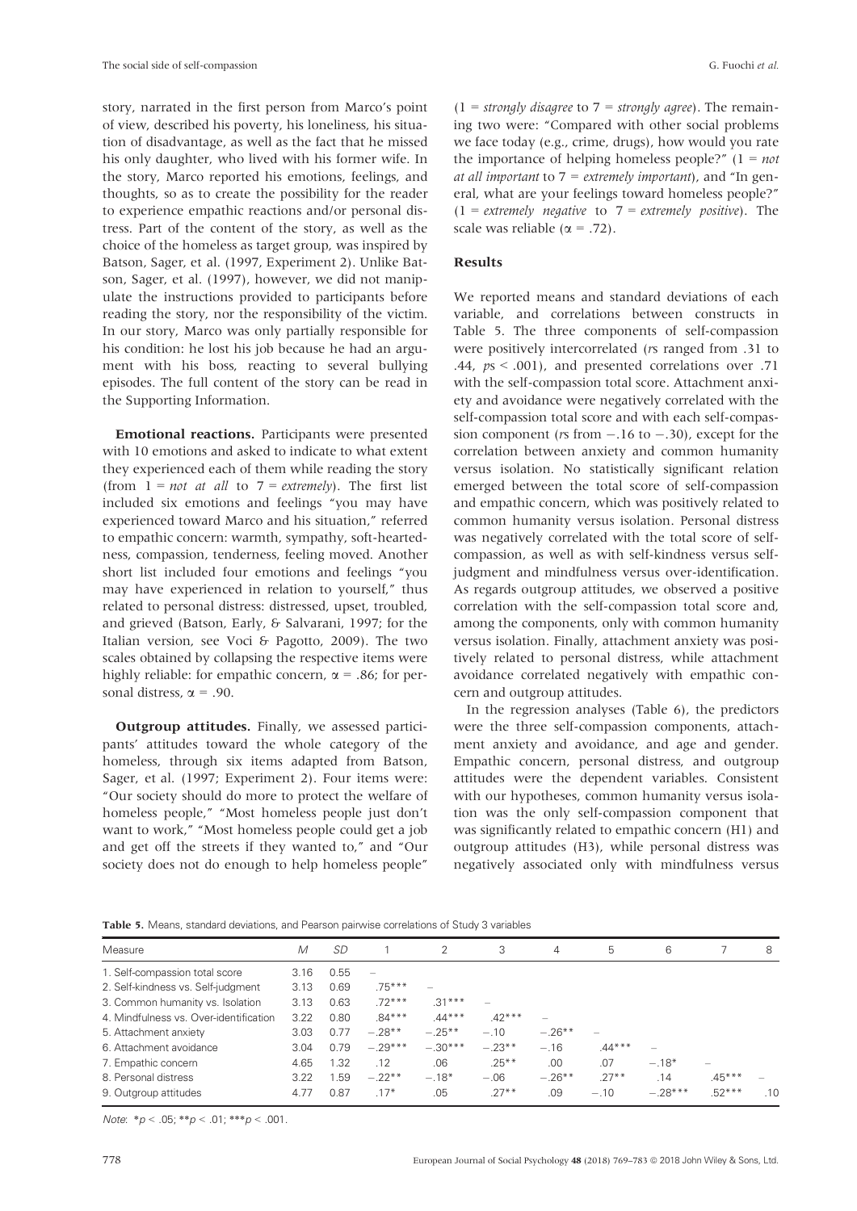story, narrated in the first person from Marco's point of view, described his poverty, his loneliness, his situation of disadvantage, as well as the fact that he missed his only daughter, who lived with his former wife. In the story, Marco reported his emotions, feelings, and thoughts, so as to create the possibility for the reader to experience empathic reactions and/or personal distress. Part of the content of the story, as well as the choice of the homeless as target group, was inspired by Batson, Sager, et al. (1997, Experiment 2). Unlike Batson, Sager, et al. (1997), however, we did not manipulate the instructions provided to participants before reading the story, nor the responsibility of the victim. In our story, Marco was only partially responsible for his condition: he lost his job because he had an argument with his boss, reacting to several bullying episodes. The full content of the story can be read in the Supporting Information.

**Emotional reactions.** Participants were presented with 10 emotions and asked to indicate to what extent they experienced each of them while reading the story (from 1 = *not at all* to 7 = *extremely*). The first list included six emotions and feelings "you may have experienced toward Marco and his situation," referred to empathic concern: warmth, sympathy, soft-heartedness, compassion, tenderness, feeling moved. Another short list included four emotions and feelings "you may have experienced in relation to yourself," thus related to personal distress: distressed, upset, troubled, and grieved (Batson, Early, & Salvarani, 1997; for the Italian version, see Voci & Pagotto, 2009). The two scales obtained by collapsing the respective items were highly reliable: for empathic concern, $\alpha = .86$; for personal distress, $\alpha = .90$.

**Outgroup attitudes.** Finally, we assessed participants' attitudes toward the whole category of the homeless, through six items adapted from Batson, Sager, et al. (1997; Experiment 2). Four items were: "Our society should do more to protect the welfare of homeless people," "Most homeless people just don't want to work," "Most homeless people could get a job and get off the streets if they wanted to," and "Our society does not do enough to help homeless people" (1 = *strongly disagree* to 7 = *strongly agree*). The remaining two were: "Compared with other social problems we face today (e.g., crime, drugs), how would you rate the importance of helping homeless people?" (1 = *not at all important* to 7 = *extremely important*), and "In general, what are your feelings toward homeless people?" (1 = *extremely negative* to 7 = *extremely positive*). The scale was reliable ($\alpha = .72$).

### Results

We reported means and standard deviations of each variable, and correlations between constructs in Table 5. The three components of self-compassion were positively intercorrelated (*r*s ranged from .31 to .44, *p*s < .001), and presented correlations over .71 with the self-compassion total score. Attachment anxiety and avoidance were negatively correlated with the self-compassion total score and with each self-compassion component (*r*s from −.16 to −.30), except for the correlation between anxiety and common humanity versus isolation. No statistically significant relation emerged between the total score of self-compassion and empathic concern, which was positively related to common humanity versus isolation. Personal distress was negatively correlated with the total score of self-compassion, as well as with self-kindness versus self-judgment and mindfulness versus over-identification. As regards outgroup attitudes, we observed a positive correlation with the self-compassion total score and, among the components, only with common humanity versus isolation. Finally, attachment anxiety was positively related to personal distress, while attachment avoidance correlated negatively with empathic concern and outgroup attitudes.

In the regression analyses (Table 6), the predictors were the three self-compassion components, attachment anxiety and avoidance, and age and gender. Empathic concern, personal distress, and outgroup attitudes were the dependent variables. Consistent with our hypotheses, common humanity versus isolation was the only self-compassion component that was significantly related to empathic concern (H1) and outgroup attitudes (H3), while personal distress was negatively associated only with mindfulness versus

**Table 5.** Means, standard deviations, and Pearson pairwise correlations of Study 3 variables

| Measure | *M* | *SD* | 1 | 2 | 3 | 4 | 5 | 6 | 7 | 8 |
|---|---|---|---|---|---|---|---|---|---|---|
| 1. Self-compassion total score | 3.16 | 0.55 | – | | | | | | | |
| 2. Self-kindness vs. Self-judgment | 3.13 | 0.69 | .75*** | – | | | | | | |
| 3. Common humanity vs. Isolation | 3.13 | 0.63 | .72*** | .31*** | – | | | | | |
| 4. Mindfulness vs. Over-identification | 3.22 | 0.80 | .84*** | .44*** | .42*** | – | | | | |
| 5. Attachment anxiety | 3.03 | 0.77 | −.28** | −.25** | −.10 | −.26** | – | | | |
| 6. Attachment avoidance | 3.04 | 0.79 | −.29*** | −.30*** | −.23** | −.16 | .44*** | – | | |
| 7. Empathic concern | 4.65 | 1.32 | .12 | .06 | .25** | .00 | .07 | −.18* | – | |
| 8. Personal distress | 3.22 | 1.59 | −.22** | −.18* | −.06 | −.26** | .27** | .14 | .45*** | – |
| 9. Outgroup attitudes | 4.77 | 0.87 | .17* | .05 | .27** | .09 | −.10 | −.28*** | .52*** | .10 |

*Note*: \*$p < .05$; \*\*$p < .01$; \*\*\*$p < .001$.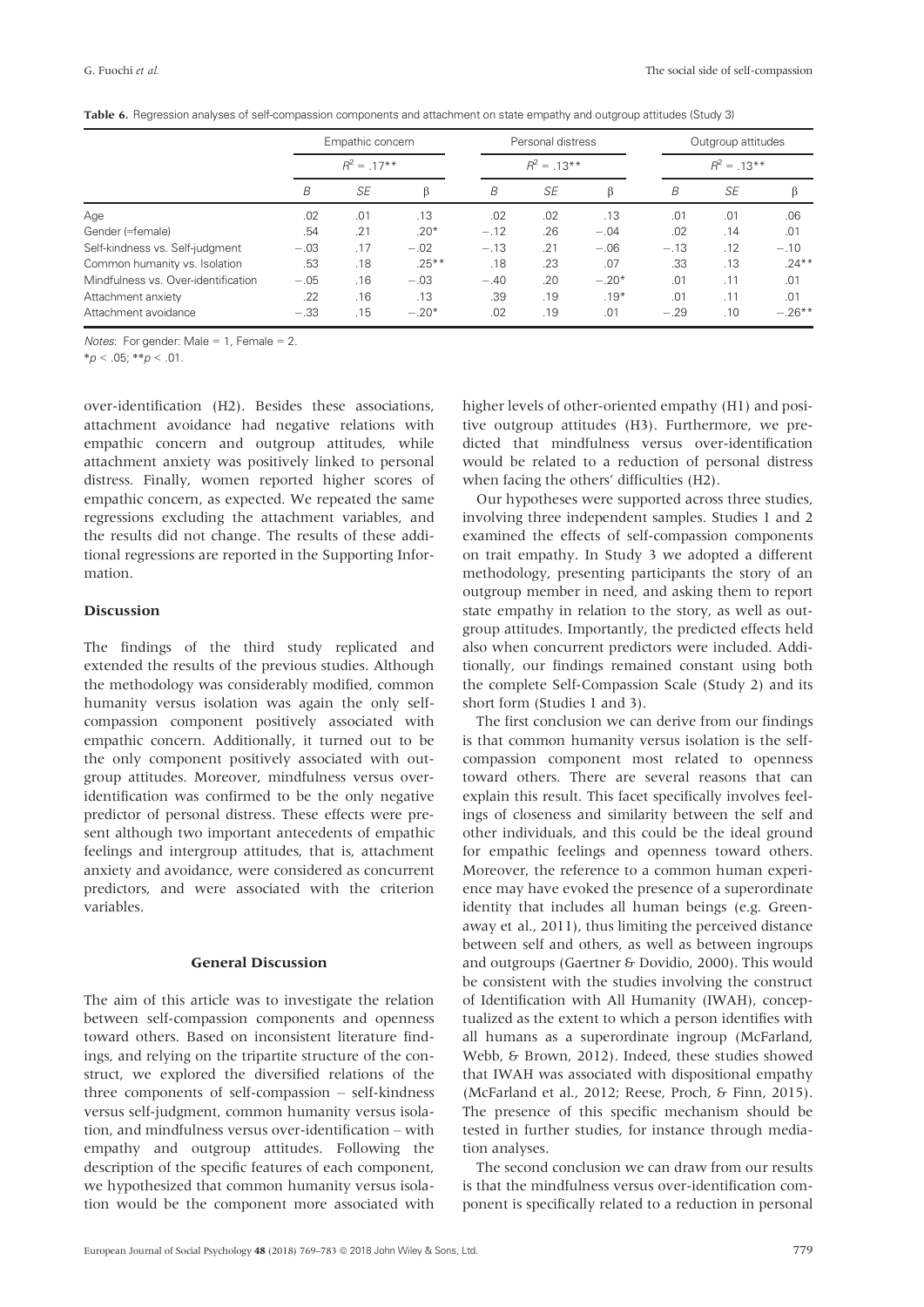**Table 6.** Regression analyses of self-compassion components and attachment on state empathy and outgroup attitudes (Study 3)

| | Empathic concern | | | Personal distress | | | Outgroup attitudes | | |
|---|---|---|---|---|---|---|---|---|---|
| | $R^2 = .17^{**}$ | | | $R^2 = .13^{**}$ | | | $R^2 = .13^{**}$ | | |
| | *B* | *SE* | β | *B* | *SE* | β | *B* | *SE* | β |
| Age | .02 | .01 | .13 | .02 | .02 | .13 | .01 | .01 | .06 |
| Gender (=female) | .54 | .21 | .20* | −.12 | .26 | −.04 | .02 | .14 | .01 |
| Self-kindness vs. Self-judgment | −.03 | .17 | −.02 | −.13 | .21 | −.06 | −.13 | .12 | −.10 |
| Common humanity vs. Isolation | .53 | .18 | .25** | .18 | .23 | .07 | .33 | .13 | .24** |
| Mindfulness vs. Over-identification | −.05 | .16 | −.03 | −.40 | .20 | −.20* | .01 | .11 | .01 |
| Attachment anxiety | .22 | .16 | .13 | .39 | .19 | .19* | .01 | .11 | .01 |
| Attachment avoidance | −.33 | .15 | −.20* | .02 | .19 | .01 | −.29 | .10 | −.26** |

*Notes*: For gender: Male = 1, Female = 2.

*$p < .05$; **$p < .01$.

over-identification (H2). Besides these associations, attachment avoidance had negative relations with empathic concern and outgroup attitudes, while attachment anxiety was positively linked to personal distress. Finally, women reported higher scores of empathic concern, as expected. We repeated the same regressions excluding the attachment variables, and the results did not change. The results of these additional regressions are reported in the Supporting Information.

### Discussion

The findings of the third study replicated and extended the results of the previous studies. Although the methodology was considerably modified, common humanity versus isolation was again the only self-compassion component positively associated with empathic concern. Additionally, it turned out to be the only component positively associated with outgroup attitudes. Moreover, mindfulness versus over-identification was confirmed to be the only negative predictor of personal distress. These effects were present although two important antecedents of empathic feelings and intergroup attitudes, that is, attachment anxiety and avoidance, were considered as concurrent predictors, and were associated with the criterion variables.

## General Discussion

The aim of this article was to investigate the relation between self-compassion components and openness toward others. Based on inconsistent literature findings, and relying on the tripartite structure of the construct, we explored the diversified relations of the three components of self-compassion – self-kindness versus self-judgment, common humanity versus isolation, and mindfulness versus over-identification – with empathy and outgroup attitudes. Following the description of the specific features of each component, we hypothesized that common humanity versus isolation would be the component more associated with higher levels of other-oriented empathy (H1) and positive outgroup attitudes (H3). Furthermore, we predicted that mindfulness versus over-identification would be related to a reduction of personal distress when facing the others' difficulties (H2).

Our hypotheses were supported across three studies, involving three independent samples. Studies 1 and 2 examined the effects of self-compassion components on trait empathy. In Study 3 we adopted a different methodology, presenting participants the story of an outgroup member in need, and asking them to report state empathy in relation to the story, as well as outgroup attitudes. Importantly, the predicted effects held also when concurrent predictors were included. Additionally, our findings remained constant using both the complete Self-Compassion Scale (Study 2) and its short form (Studies 1 and 3).

The first conclusion we can derive from our findings is that common humanity versus isolation is the self-compassion component most related to openness toward others. There are several reasons that can explain this result. This facet specifically involves feelings of closeness and similarity between the self and other individuals, and this could be the ideal ground for empathic feelings and openness toward others. Moreover, the reference to a common human experience may have evoked the presence of a superordinate identity that includes all human beings (e.g. Greenaway et al., 2011), thus limiting the perceived distance between self and others, as well as between ingroups and outgroups (Gaertner & Dovidio, 2000). This would be consistent with the studies involving the construct of Identification with All Humanity (IWAH), conceptualized as the extent to which a person identifies with all humans as a superordinate ingroup (McFarland, Webb, & Brown, 2012). Indeed, these studies showed that IWAH was associated with dispositional empathy (McFarland et al., 2012; Reese, Proch, & Finn, 2015). The presence of this specific mechanism should be tested in further studies, for instance through mediation analyses.

The second conclusion we can draw from our results is that the mindfulness versus over-identification component is specifically related to a reduction in personal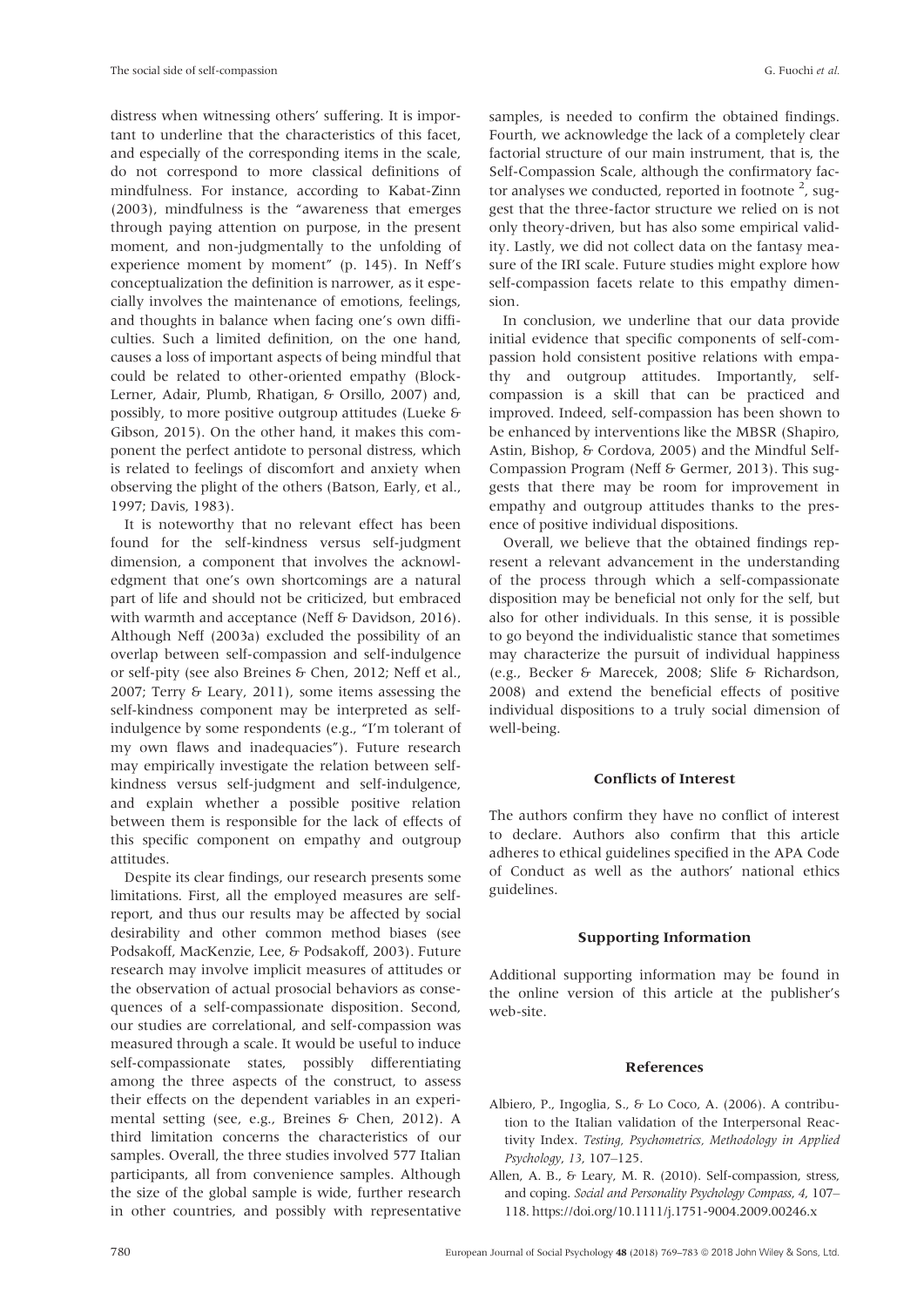distress when witnessing others' suffering. It is important to underline that the characteristics of this facet, and especially of the corresponding items in the scale, do not correspond to more classical definitions of mindfulness. For instance, according to Kabat-Zinn (2003), mindfulness is the "awareness that emerges through paying attention on purpose, in the present moment, and non-judgmentally to the unfolding of experience moment by moment" (p. 145). In Neff's conceptualization the definition is narrower, as it especially involves the maintenance of emotions, feelings, and thoughts in balance when facing one's own difficulties. Such a limited definition, on the one hand, causes a loss of important aspects of being mindful that could be related to other-oriented empathy (Block-Lerner, Adair, Plumb, Rhatigan, & Orsillo, 2007) and, possibly, to more positive outgroup attitudes (Lueke & Gibson, 2015). On the other hand, it makes this component the perfect antidote to personal distress, which is related to feelings of discomfort and anxiety when observing the plight of the others (Batson, Early, et al., 1997; Davis, 1983).

It is noteworthy that no relevant effect has been found for the self-kindness versus self-judgment dimension, a component that involves the acknowledgment that one's own shortcomings are a natural part of life and should not be criticized, but embraced with warmth and acceptance (Neff & Davidson, 2016). Although Neff (2003a) excluded the possibility of an overlap between self-compassion and self-indulgence or self-pity (see also Breines & Chen, 2012; Neff et al., 2007; Terry & Leary, 2011), some items assessing the self-kindness component may be interpreted as self-indulgence by some respondents (e.g., "I'm tolerant of my own flaws and inadequacies"). Future research may empirically investigate the relation between self-kindness versus self-judgment and self-indulgence, and explain whether a possible positive relation between them is responsible for the lack of effects of this specific component on empathy and outgroup attitudes.

Despite its clear findings, our research presents some limitations. First, all the employed measures are self-report, and thus our results may be affected by social desirability and other common method biases (see Podsakoff, MacKenzie, Lee, & Podsakoff, 2003). Future research may involve implicit measures of attitudes or the observation of actual prosocial behaviors as consequences of a self-compassionate disposition. Second, our studies are correlational, and self-compassion was measured through a scale. It would be useful to induce self-compassionate states, possibly differentiating among the three aspects of the construct, to assess their effects on the dependent variables in an experimental setting (see, e.g., Breines & Chen, 2012). A third limitation concerns the characteristics of our samples. Overall, the three studies involved 577 Italian participants, all from convenience samples. Although the size of the global sample is wide, further research in other countries, and possibly with representative samples, is needed to confirm the obtained findings. Fourth, we acknowledge the lack of a completely clear factorial structure of our main instrument, that is, the Self-Compassion Scale, although the confirmatory factor analyses we conducted, reported in footnote [2], suggest that the three-factor structure we relied on is not only theory-driven, but has also some empirical validity. Lastly, we did not collect data on the fantasy measure of the IRI scale. Future studies might explore how self-compassion facets relate to this empathy dimension.

In conclusion, we underline that our data provide initial evidence that specific components of self-compassion hold consistent positive relations with empathy and outgroup attitudes. Importantly, self-compassion is a skill that can be practiced and improved. Indeed, self-compassion has been shown to be enhanced by interventions like the MBSR (Shapiro, Astin, Bishop, & Cordova, 2005) and the Mindful Self-Compassion Program (Neff & Germer, 2013). This suggests that there may be room for improvement in empathy and outgroup attitudes thanks to the presence of positive individual dispositions.

Overall, we believe that the obtained findings represent a relevant advancement in the understanding of the process through which a self-compassionate disposition may be beneficial not only for the self, but also for other individuals. In this sense, it is possible to go beyond the individualistic stance that sometimes may characterize the pursuit of individual happiness (e.g., Becker & Marecek, 2008; Slife & Richardson, 2008) and extend the beneficial effects of positive individual dispositions to a truly social dimension of well-being.

## Conflicts of Interest

The authors confirm they have no conflict of interest to declare. Authors also confirm that this article adheres to ethical guidelines specified in the APA Code of Conduct as well as the authors' national ethics guidelines.

## Supporting Information

Additional supporting information may be found in the online version of this article at the publisher's web-site.

## References

Albiero, P., Ingoglia, S., & Lo Coco, A. (2006). A contribution to the Italian validation of the Interpersonal Reactivity Index. *Testing, Psychometrics, Methodology in Applied Psychology*, *13*, 107–125.

Allen, A. B., & Leary, M. R. (2010). Self-compassion, stress, and coping. *Social and Personality Psychology Compass*, *4*, 107–118. https://doi.org/10.1111/j.1751-9004.2009.00246.x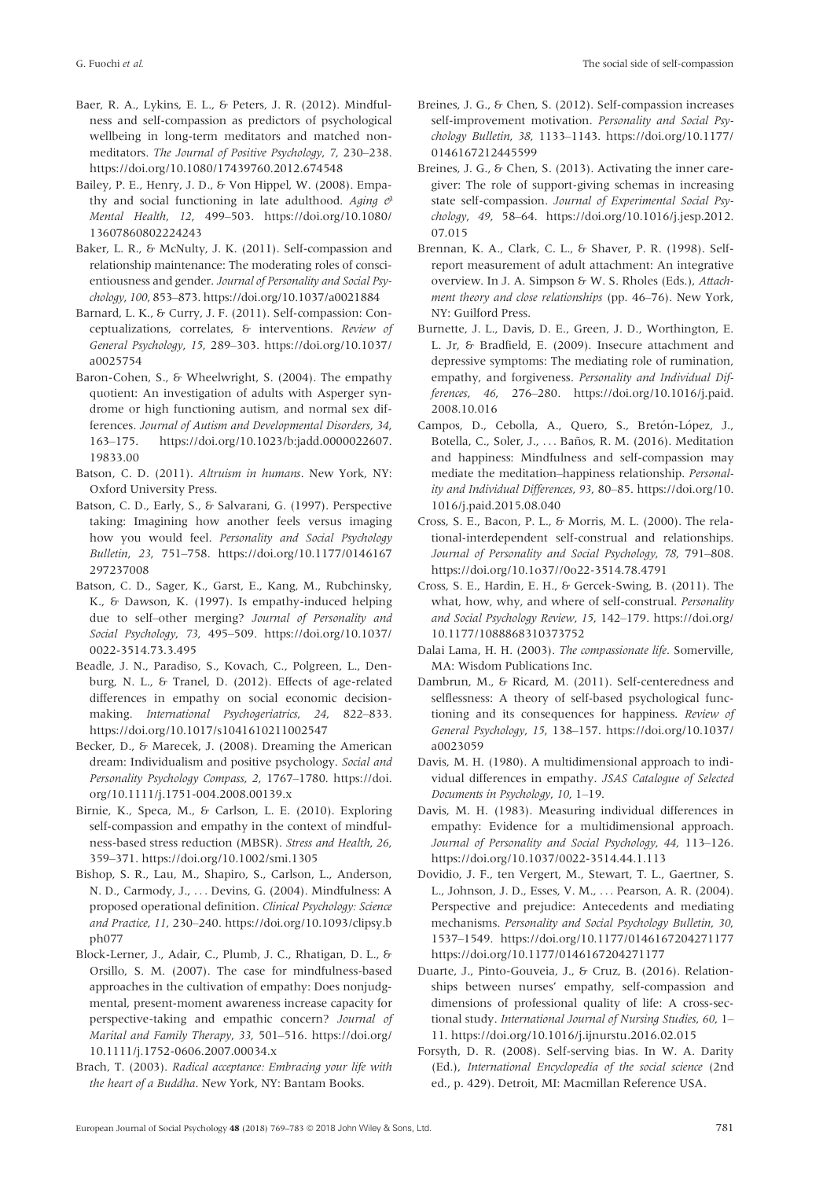Baer, R. A., Lykins, E. L., & Peters, J. R. (2012). Mindfulness and self-compassion as predictors of psychological wellbeing in long-term meditators and matched nonmeditators. *The Journal of Positive Psychology*, *7*, 230–238. https://doi.org/10.1080/17439760.2012.674548

Bailey, P. E., Henry, J. D., & Von Hippel, W. (2008). Empathy and social functioning in late adulthood. *Aging & Mental Health*, *12*, 499–503. https://doi.org/10.1080/13607860802224243

Baker, L. R., & McNulty, J. K. (2011). Self-compassion and relationship maintenance: The moderating roles of conscientiousness and gender. *Journal of Personality and Social Psychology*, *100*, 853–873. https://doi.org/10.1037/a0021884

Barnard, L. K., & Curry, J. F. (2011). Self-compassion: Conceptualizations, correlates, & interventions. *Review of General Psychology*, *15*, 289–303. https://doi.org/10.1037/a0025754

Baron-Cohen, S., & Wheelwright, S. (2004). The empathy quotient: An investigation of adults with Asperger syndrome or high functioning autism, and normal sex differences. *Journal of Autism and Developmental Disorders*, *34*, 163–175. https://doi.org/10.1023/b:jadd.0000022607.19833.00

Batson, C. D. (2011). *Altruism in humans*. New York, NY: Oxford University Press.

Batson, C. D., Early, S., & Salvarani, G. (1997). Perspective taking: Imagining how another feels versus imaging how you would feel. *Personality and Social Psychology Bulletin*, *23*, 751–758. https://doi.org/10.1177/0146167297237008

Batson, C. D., Sager, K., Garst, E., Kang, M., Rubchinsky, K., & Dawson, K. (1997). Is empathy-induced helping due to self–other merging? *Journal of Personality and Social Psychology*, *73*, 495–509. https://doi.org/10.1037/0022-3514.73.3.495

Beadle, J. N., Paradiso, S., Kovach, C., Polgreen, L., Denburg, N. L., & Tranel, D. (2012). Effects of age-related differences in empathy on social economic decision-making. *International Psychogeriatrics*, *24*, 822–833. https://doi.org/10.1017/s1041610211002547

Becker, D., & Marecek, J. (2008). Dreaming the American dream: Individualism and positive psychology. *Social and Personality Psychology Compass*, *2*, 1767–1780. https://doi.org/10.1111/j.1751-004.2008.00139.x

Birnie, K., Speca, M., & Carlson, L. E. (2010). Exploring self-compassion and empathy in the context of mindfulness-based stress reduction (MBSR). *Stress and Health*, *26*, 359–371. https://doi.org/10.1002/smi.1305

Bishop, S. R., Lau, M., Shapiro, S., Carlson, L., Anderson, N. D., Carmody, J., … Devins, G. (2004). Mindfulness: A proposed operational definition. *Clinical Psychology: Science and Practice*, *11*, 230–240. https://doi.org/10.1093/clipsy.bph077

Block-Lerner, J., Adair, C., Plumb, J. C., Rhatigan, D. L., & Orsillo, S. M. (2007). The case for mindfulness-based approaches in the cultivation of empathy: Does nonjudgmental, present-moment awareness increase capacity for perspective-taking and empathic concern? *Journal of Marital and Family Therapy*, *33*, 501–516. https://doi.org/10.1111/j.1752-0606.2007.00034.x

Brach, T. (2003). *Radical acceptance: Embracing your life with the heart of a Buddha*. New York, NY: Bantam Books.

Breines, J. G., & Chen, S. (2012). Self-compassion increases self-improvement motivation. *Personality and Social Psychology Bulletin*, *38*, 1133–1143. https://doi.org/10.1177/0146167212445599

Breines, J. G., & Chen, S. (2013). Activating the inner caregiver: The role of support-giving schemas in increasing state self-compassion. *Journal of Experimental Social Psychology*, *49*, 58–64. https://doi.org/10.1016/j.jesp.2012.07.015

Brennan, K. A., Clark, C. L., & Shaver, P. R. (1998). Self-report measurement of adult attachment: An integrative overview. In J. A. Simpson & W. S. Rholes (Eds.), *Attachment theory and close relationships* (pp. 46–76). New York, NY: Guilford Press.

Burnette, J. L., Davis, D. E., Green, J. D., Worthington, E. L. Jr, & Bradfield, E. (2009). Insecure attachment and depressive symptoms: The mediating role of rumination, empathy, and forgiveness. *Personality and Individual Differences*, *46*, 276–280. https://doi.org/10.1016/j.paid.2008.10.016

Campos, D., Cebolla, A., Quero, S., Bretón-López, J., Botella, C., Soler, J., … Baños, R. M. (2016). Meditation and happiness: Mindfulness and self-compassion may mediate the meditation–happiness relationship. *Personality and Individual Differences*, *93*, 80–85. https://doi.org/10.1016/j.paid.2015.08.040

Cross, S. E., Bacon, P. L., & Morris, M. L. (2000). The relational-interdependent self-construal and relationships. *Journal of Personality and Social Psychology*, *78*, 791–808. https://doi.org/10.1o37//0o22-3514.78.4791

Cross, S. E., Hardin, E. H., & Gercek-Swing, B. (2011). The what, how, why, and where of self-construal. *Personality and Social Psychology Review*, *15*, 142–179. https://doi.org/10.1177/1088868310373752

Dalai Lama, H. H. (2003). *The compassionate life*. Somerville, MA: Wisdom Publications Inc.

Dambrun, M., & Ricard, M. (2011). Self-centeredness and selflessness: A theory of self-based psychological functioning and its consequences for happiness. *Review of General Psychology*, *15*, 138–157. https://doi.org/10.1037/a0023059

Davis, M. H. (1980). A multidimensional approach to individual differences in empathy. *JSAS Catalogue of Selected Documents in Psychology*, *10*, 1–19.

Davis, M. H. (1983). Measuring individual differences in empathy: Evidence for a multidimensional approach. *Journal of Personality and Social Psychology*, *44*, 113–126. https://doi.org/10.1037/0022-3514.44.1.113

Dovidio, J. F., ten Vergert, M., Stewart, T. L., Gaertner, S. L., Johnson, J. D., Esses, V. M., … Pearson, A. R. (2004). Perspective and prejudice: Antecedents and mediating mechanisms. *Personality and Social Psychology Bulletin*, *30*, 1537–1549. https://doi.org/10.1177/0146167204271177 https://doi.org/10.1177/0146167204271177

Duarte, J., Pinto-Gouveia, J., & Cruz, B. (2016). Relationships between nurses' empathy, self-compassion and dimensions of professional quality of life: A cross-sectional study. *International Journal of Nursing Studies*, *60*, 1–11. https://doi.org/10.1016/j.ijnurstu.2016.02.015

Forsyth, D. R. (2008). Self-serving bias. In W. A. Darity (Ed.), *International Encyclopedia of the social science* (2nd ed., p. 429). Detroit, MI: Macmillan Reference USA.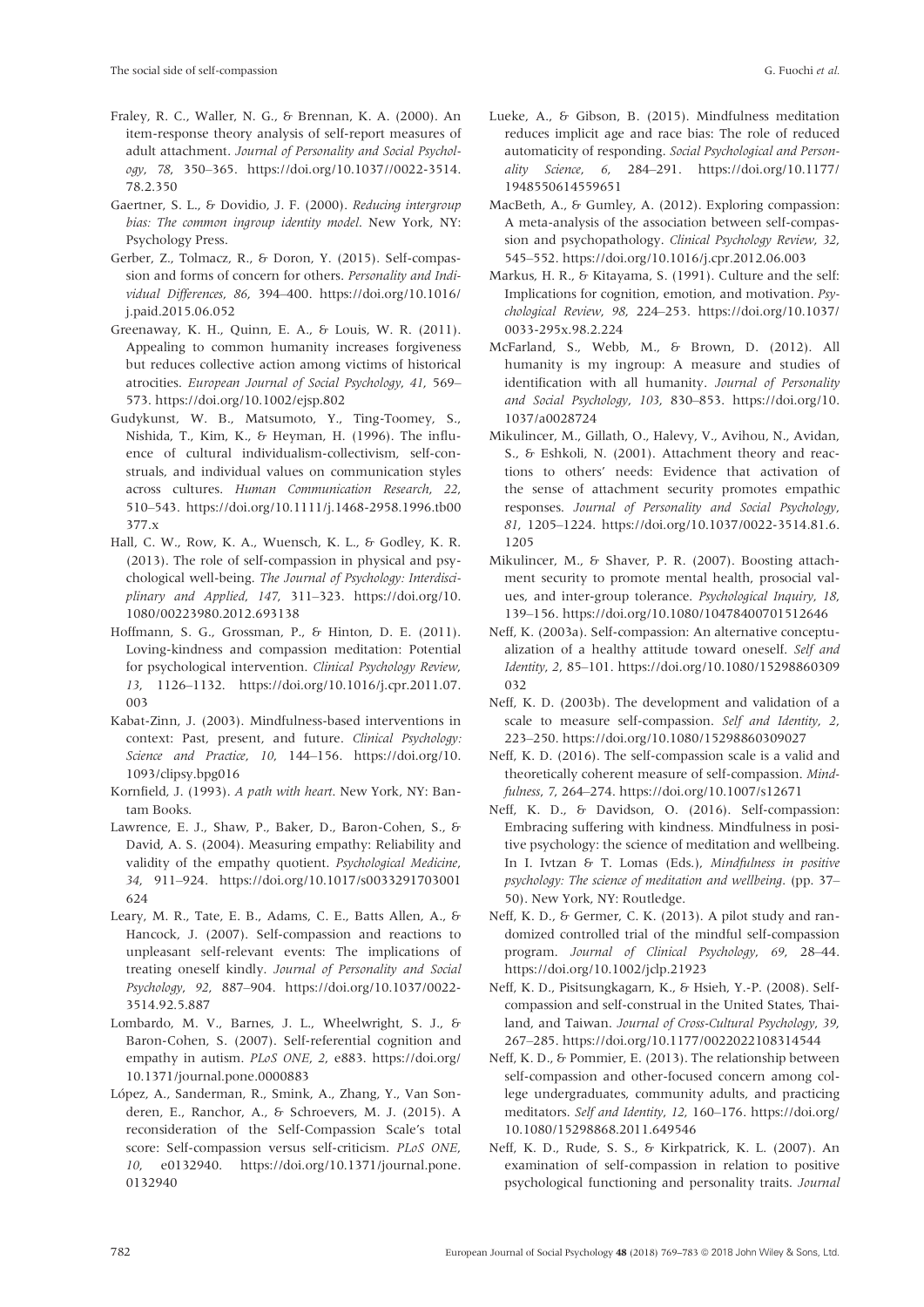Fraley, R. C., Waller, N. G., & Brennan, K. A. (2000). An item-response theory analysis of self-report measures of adult attachment. *Journal of Personality and Social Psychology*, *78*, 350–365. https://doi.org/10.1037//0022-3514.78.2.350

Gaertner, S. L., & Dovidio, J. F. (2000). *Reducing intergroup bias: The common ingroup identity model*. New York, NY: Psychology Press.

Gerber, Z., Tolmacz, R., & Doron, Y. (2015). Self-compassion and forms of concern for others. *Personality and Individual Differences*, *86*, 394–400. https://doi.org/10.1016/j.paid.2015.06.052

Greenaway, K. H., Quinn, E. A., & Louis, W. R. (2011). Appealing to common humanity increases forgiveness but reduces collective action among victims of historical atrocities. *European Journal of Social Psychology*, *41*, 569–573. https://doi.org/10.1002/ejsp.802

Gudykunst, W. B., Matsumoto, Y., Ting-Toomey, S., Nishida, T., Kim, K., & Heyman, H. (1996). The influence of cultural individualism-collectivism, self-construals, and individual values on communication styles across cultures. *Human Communication Research*, *22*, 510–543. https://doi.org/10.1111/j.1468-2958.1996.tb00377.x

Hall, C. W., Row, K. A., Wuensch, K. L., & Godley, K. R. (2013). The role of self-compassion in physical and psychological well-being. *The Journal of Psychology: Interdisciplinary and Applied*, *147*, 311–323. https://doi.org/10.1080/00223980.2012.693138

Hoffmann, S. G., Grossman, P., & Hinton, D. E. (2011). Loving-kindness and compassion meditation: Potential for psychological intervention. *Clinical Psychology Review*, *13*, 1126–1132. https://doi.org/10.1016/j.cpr.2011.07.003

Kabat-Zinn, J. (2003). Mindfulness-based interventions in context: Past, present, and future. *Clinical Psychology: Science and Practice*, *10*, 144–156. https://doi.org/10.1093/clipsy.bpg016

Kornfield, J. (1993). *A path with heart*. New York, NY: Bantam Books.

Lawrence, E. J., Shaw, P., Baker, D., Baron-Cohen, S., & David, A. S. (2004). Measuring empathy: Reliability and validity of the empathy quotient. *Psychological Medicine*, *34*, 911–924. https://doi.org/10.1017/s0033291703001624

Leary, M. R., Tate, E. B., Adams, C. E., Batts Allen, A., & Hancock, J. (2007). Self-compassion and reactions to unpleasant self-relevant events: The implications of treating oneself kindly. *Journal of Personality and Social Psychology*, *92*, 887–904. https://doi.org/10.1037/0022-3514.92.5.887

Lombardo, M. V., Barnes, J. L., Wheelwright, S. J., & Baron-Cohen, S. (2007). Self-referential cognition and empathy in autism. *PLoS ONE*, *2*, e883. https://doi.org/10.1371/journal.pone.0000883

López, A., Sanderman, R., Smink, A., Zhang, Y., Van Sonderen, E., Ranchor, A., & Schroevers, M. J. (2015). A reconsideration of the Self-Compassion Scale's total score: Self-compassion versus self-criticism. *PLoS ONE*, *10*, e0132940. https://doi.org/10.1371/journal.pone.0132940

Lueke, A., & Gibson, B. (2015). Mindfulness meditation reduces implicit age and race bias: The role of reduced automaticity of responding. *Social Psychological and Personality Science*, *6*, 284–291. https://doi.org/10.1177/1948550614559651

MacBeth, A., & Gumley, A. (2012). Exploring compassion: A meta-analysis of the association between self-compassion and psychopathology. *Clinical Psychology Review*, *32*, 545–552. https://doi.org/10.1016/j.cpr.2012.06.003

Markus, H. R., & Kitayama, S. (1991). Culture and the self: Implications for cognition, emotion, and motivation. *Psychological Review*, *98*, 224–253. https://doi.org/10.1037/0033-295x.98.2.224

McFarland, S., Webb, M., & Brown, D. (2012). All humanity is my ingroup: A measure and studies of identification with all humanity. *Journal of Personality and Social Psychology*, *103*, 830–853. https://doi.org/10.1037/a0028724

Mikulincer, M., Gillath, O., Halevy, V., Avihou, N., Avidan, S., & Eshkoli, N. (2001). Attachment theory and reactions to others' needs: Evidence that activation of the sense of attachment security promotes empathic responses. *Journal of Personality and Social Psychology*, *81*, 1205–1224. https://doi.org/10.1037/0022-3514.81.6.1205

Mikulincer, M., & Shaver, P. R. (2007). Boosting attachment security to promote mental health, prosocial values, and inter-group tolerance. *Psychological Inquiry*, *18*, 139–156. https://doi.org/10.1080/10478400701512646

Neff, K. (2003a). Self-compassion: An alternative conceptualization of a healthy attitude toward oneself. *Self and Identity*, *2*, 85–101. https://doi.org/10.1080/15298860309032

Neff, K. D. (2003b). The development and validation of a scale to measure self-compassion. *Self and Identity*, *2*, 223–250. https://doi.org/10.1080/15298860309027

Neff, K. D. (2016). The self-compassion scale is a valid and theoretically coherent measure of self-compassion. *Mindfulness*, *7*, 264–274. https://doi.org/10.1007/s12671

Neff, K. D., & Davidson, O. (2016). Self-compassion: Embracing suffering with kindness. Mindfulness in positive psychology: the science of meditation and wellbeing. In I. Ivtzan & T. Lomas (Eds.), *Mindfulness in positive psychology: The science of meditation and wellbeing*. (pp. 37–50). New York, NY: Routledge.

Neff, K. D., & Germer, C. K. (2013). A pilot study and randomized controlled trial of the mindful self-compassion program. *Journal of Clinical Psychology*, *69*, 28–44. https://doi.org/10.1002/jclp.21923

Neff, K. D., Pisitsungkagarn, K., & Hsieh, Y.-P. (2008). Self-compassion and self-construal in the United States, Thailand, and Taiwan. *Journal of Cross-Cultural Psychology*, *39*, 267–285. https://doi.org/10.1177/0022022108314544

Neff, K. D., & Pommier, E. (2013). The relationship between self-compassion and other-focused concern among college undergraduates, community adults, and practicing meditators. *Self and Identity*, *12*, 160–176. https://doi.org/10.1080/15298868.2011.649546

Neff, K. D., Rude, S. S., & Kirkpatrick, K. L. (2007). An examination of self-compassion in relation to positive psychological functioning and personality traits. *Journal*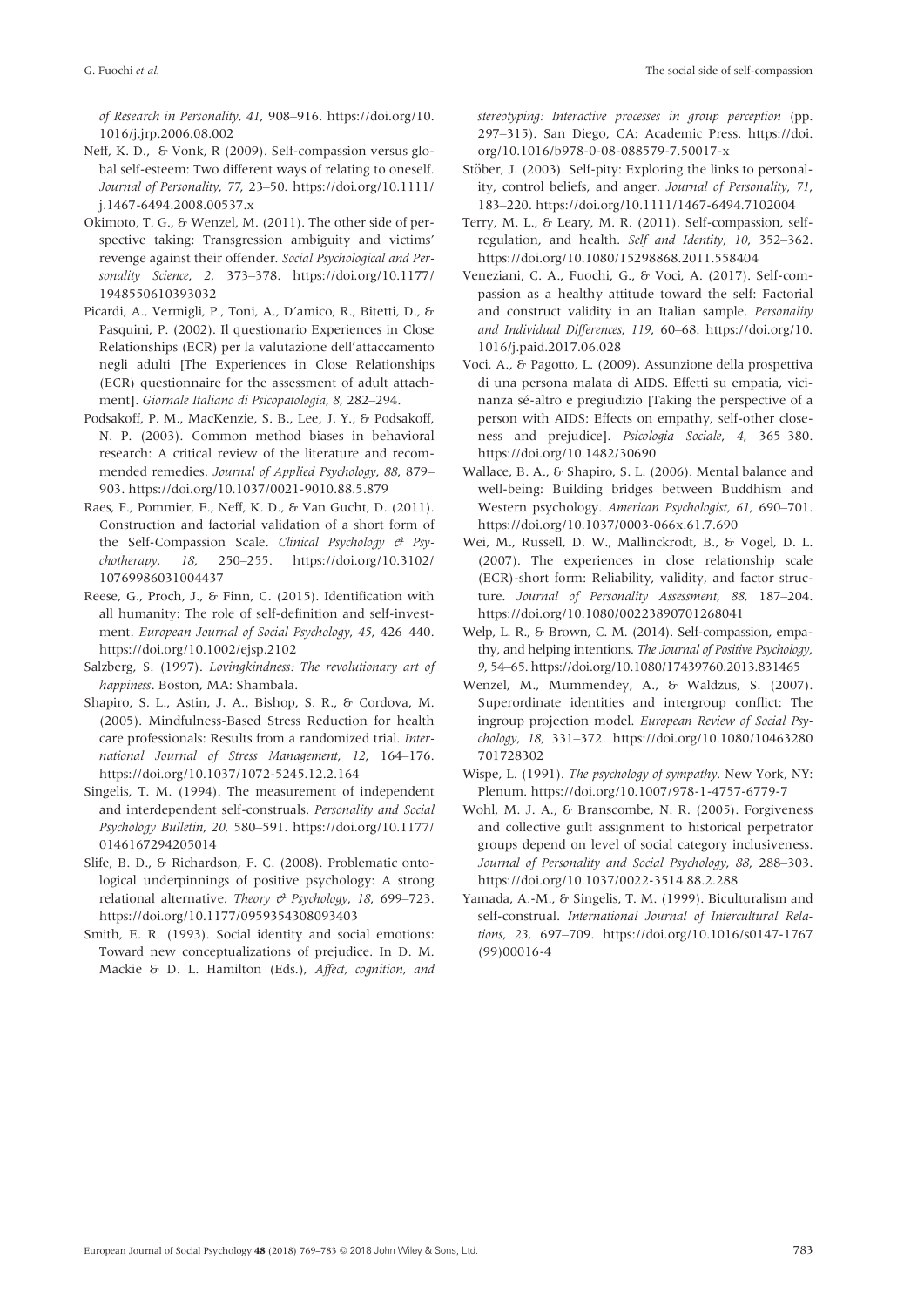of Research in Personality, 41, 908–916. https://doi.org/10.1016/j.jrp.2006.08.002

Neff, K. D., & Vonk, R (2009). Self-compassion versus global self-esteem: Two different ways of relating to oneself. *Journal of Personality*, *77*, 23–50. https://doi.org/10.1111/j.1467-6494.2008.00537.x

Okimoto, T. G., & Wenzel, M. (2011). The other side of perspective taking: Transgression ambiguity and victims' revenge against their offender. *Social Psychological and Personality Science*, *2*, 373–378. https://doi.org/10.1177/1948550610393032

Picardi, A., Vermigli, P., Toni, A., D'amico, R., Bitetti, D., & Pasquini, P. (2002). Il questionario Experiences in Close Relationships (ECR) per la valutazione dell'attaccamento negli adulti [The Experiences in Close Relationships (ECR) questionnaire for the assessment of adult attachment]. *Giornale Italiano di Psicopatologia*, *8*, 282–294.

Podsakoff, P. M., MacKenzie, S. B., Lee, J. Y., & Podsakoff, N. P. (2003). Common method biases in behavioral research: A critical review of the literature and recommended remedies. *Journal of Applied Psychology*, *88*, 879–903. https://doi.org/10.1037/0021-9010.88.5.879

Raes, F., Pommier, E., Neff, K. D., & Van Gucht, D. (2011). Construction and factorial validation of a short form of the Self-Compassion Scale. *Clinical Psychology & Psychotherapy*, *18*, 250–255. https://doi.org/10.3102/10769986031004437

Reese, G., Proch, J., & Finn, C. (2015). Identification with all humanity: The role of self-definition and self-investment. *European Journal of Social Psychology*, *45*, 426–440. https://doi.org/10.1002/ejsp.2102

Salzberg, S. (1997). *Lovingkindness: The revolutionary art of happiness*. Boston, MA: Shambala.

Shapiro, S. L., Astin, J. A., Bishop, S. R., & Cordova, M. (2005). Mindfulness-Based Stress Reduction for health care professionals: Results from a randomized trial. *International Journal of Stress Management*, *12*, 164–176. https://doi.org/10.1037/1072-5245.12.2.164

Singelis, T. M. (1994). The measurement of independent and interdependent self-construals. *Personality and Social Psychology Bulletin*, *20*, 580–591. https://doi.org/10.1177/0146167294205014

Slife, B. D., & Richardson, F. C. (2008). Problematic ontological underpinnings of positive psychology: A strong relational alternative. *Theory & Psychology*, *18*, 699–723. https://doi.org/10.1177/0959354308093403

Smith, E. R. (1993). Social identity and social emotions: Toward new conceptualizations of prejudice. In D. M. Mackie & D. L. Hamilton (Eds.), *Affect, cognition, and stereotyping: Interactive processes in group perception* (pp. 297–315). San Diego, CA: Academic Press. https://doi.org/10.1016/b978-0-08-088579-7.50017-x

Stöber, J. (2003). Self-pity: Exploring the links to personality, control beliefs, and anger. *Journal of Personality*, *71*, 183–220. https://doi.org/10.1111/1467-6494.7102004

Terry, M. L., & Leary, M. R. (2011). Self-compassion, self-regulation, and health. *Self and Identity*, *10*, 352–362. https://doi.org/10.1080/15298868.2011.558404

Veneziani, C. A., Fuochi, G., & Voci, A. (2017). Self-compassion as a healthy attitude toward the self: Factorial and construct validity in an Italian sample. *Personality and Individual Differences*, *119*, 60–68. https://doi.org/10.1016/j.paid.2017.06.028

Voci, A., & Pagotto, L. (2009). Assunzione della prospettiva di una persona malata di AIDS. Effetti su empatia, vicinanza sé-altro e pregiudizio [Taking the perspective of a person with AIDS: Effects on empathy, self-other closeness and prejudice]. *Psicologia Sociale*, *4*, 365–380. https://doi.org/10.1482/30690

Wallace, B. A., & Shapiro, S. L. (2006). Mental balance and well-being: Building bridges between Buddhism and Western psychology. *American Psychologist*, *61*, 690–701. https://doi.org/10.1037/0003-066x.61.7.690

Wei, M., Russell, D. W., Mallinckrodt, B., & Vogel, D. L. (2007). The experiences in close relationship scale (ECR)-short form: Reliability, validity, and factor structure. *Journal of Personality Assessment*, *88*, 187–204. https://doi.org/10.1080/00223890701268041

Welp, L. R., & Brown, C. M. (2014). Self-compassion, empathy, and helping intentions. *The Journal of Positive Psychology*, *9*, 54–65. https://doi.org/10.1080/17439760.2013.831465

Wenzel, M., Mummendey, A., & Waldzus, S. (2007). Superordinate identities and intergroup conflict: The ingroup projection model. *European Review of Social Psychology*, *18*, 331–372. https://doi.org/10.1080/10463280701728302

Wispe, L. (1991). *The psychology of sympathy*. New York, NY: Plenum. https://doi.org/10.1007/978-1-4757-6779-7

Wohl, M. J. A., & Branscombe, N. R. (2005). Forgiveness and collective guilt assignment to historical perpetrator groups depend on level of social category inclusiveness. *Journal of Personality and Social Psychology*, *88*, 288–303. https://doi.org/10.1037/0022-3514.88.2.288

Yamada, A.-M., & Singelis, T. M. (1999). Biculturalism and self-construal. *International Journal of Intercultural Relations*, *23*, 697–709. https://doi.org/10.1016/s0147-1767(99)00016-4